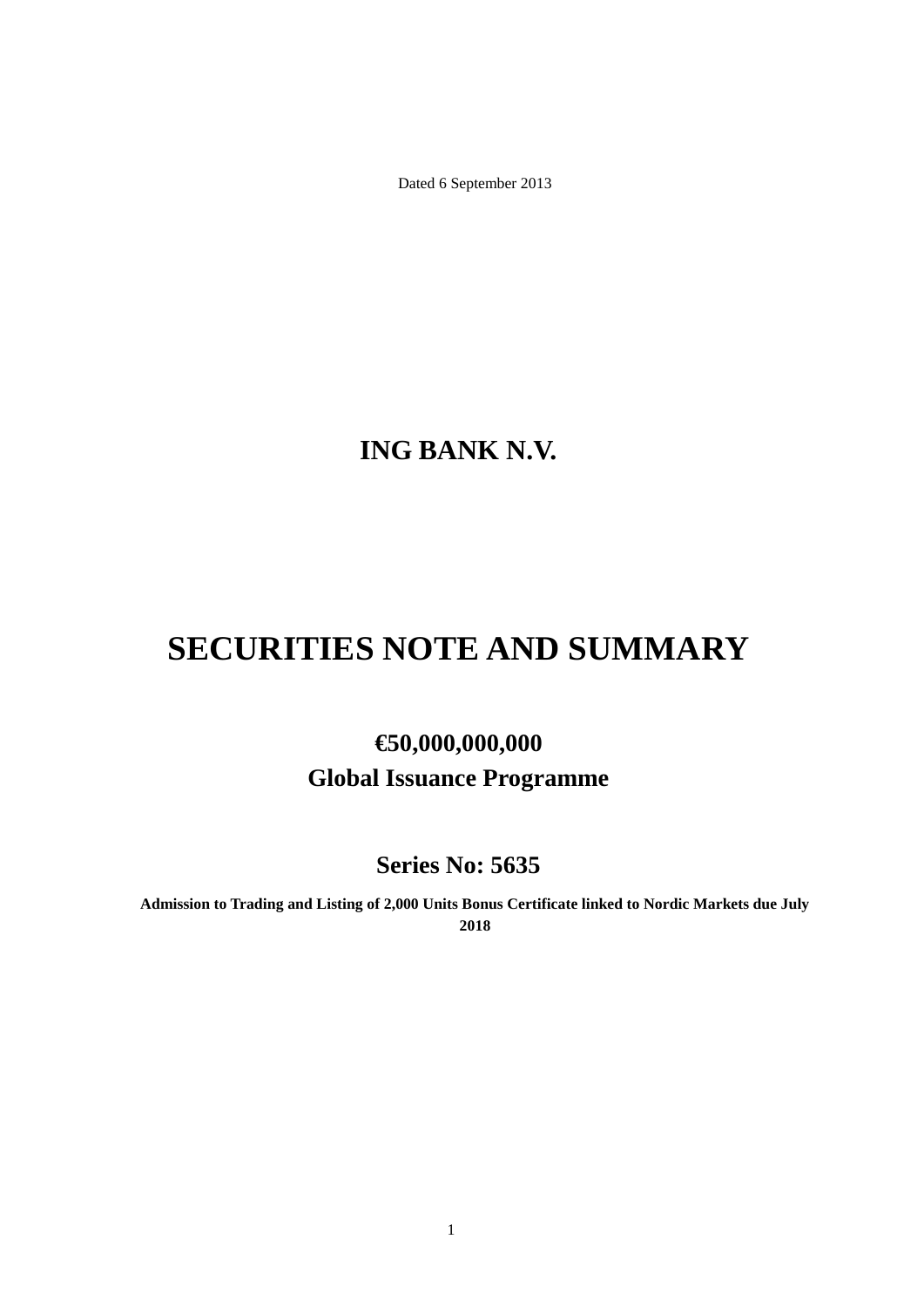Dated 6 September 2013

# ING BANK N.V.

# SECURITIES NOTE AND SUMMARY

## €50,000,000,000
## Global Issuance Programme

## Series No: 5635

**Admission to Trading and Listing of 2,000 Units Bonus Certificate linked to Nordic Markets due July 2018**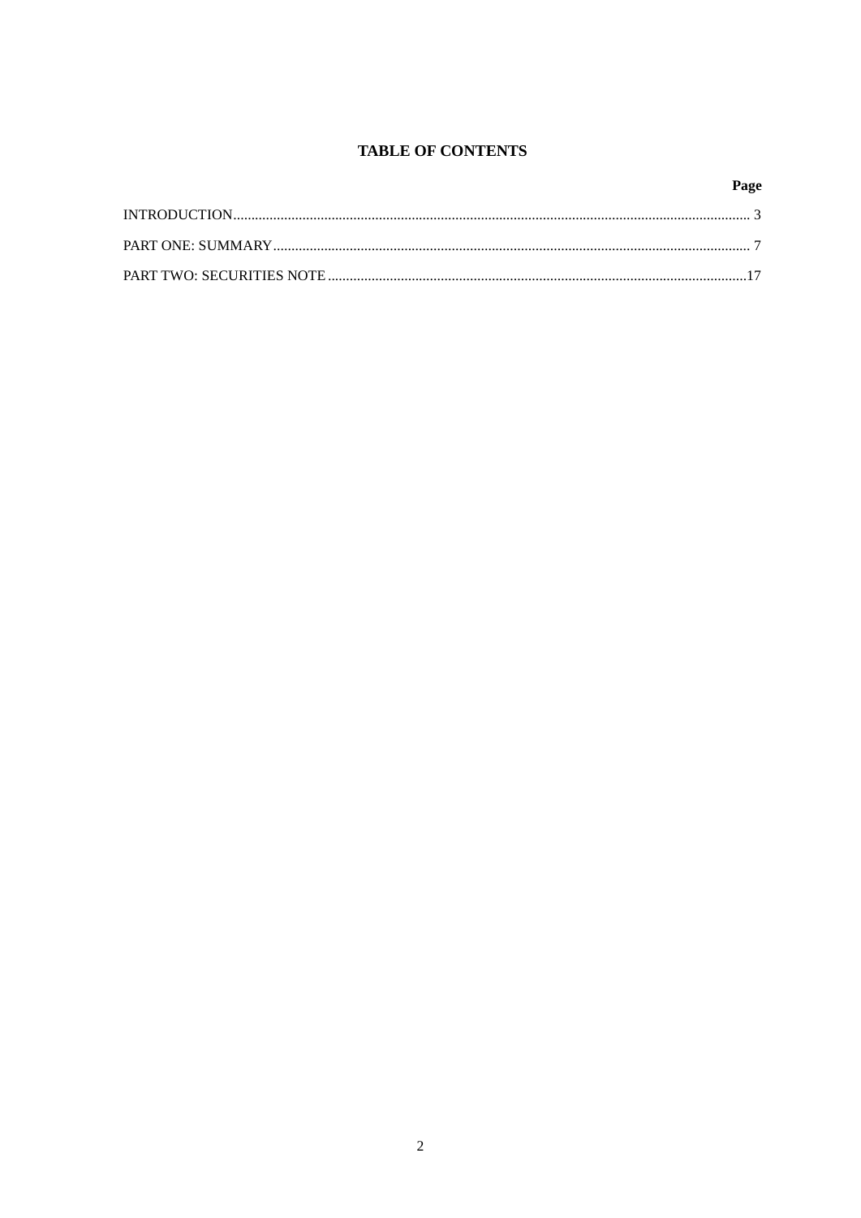# TABLE OF CONTENTS

| | Page |
|---|---|
| INTRODUCTION | 3 |
| PART ONE: SUMMARY | 7 |
| PART TWO: SECURITIES NOTE | 17 |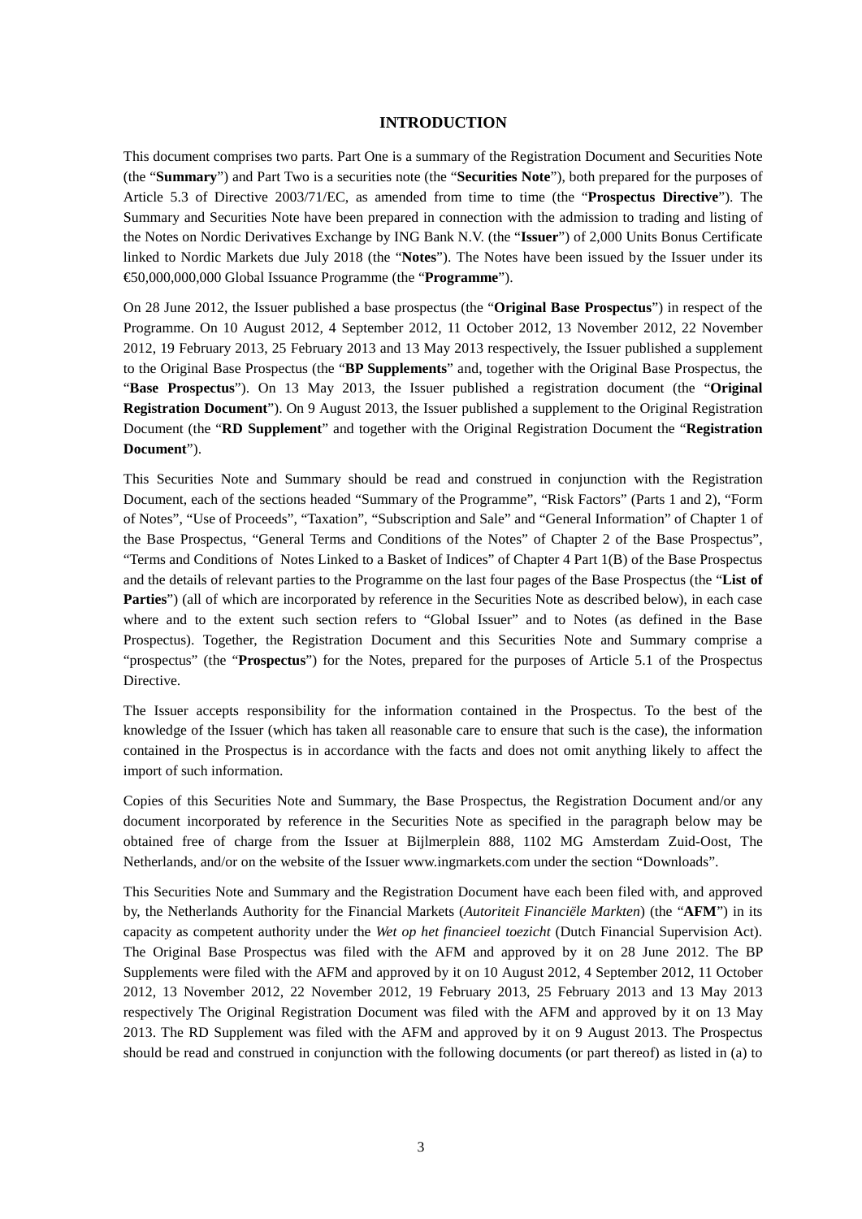# INTRODUCTION

This document comprises two parts. Part One is a summary of the Registration Document and Securities Note (the "**Summary**") and Part Two is a securities note (the "**Securities Note**"), both prepared for the purposes of Article 5.3 of Directive 2003/71/EC, as amended from time to time (the "**Prospectus Directive**"). The Summary and Securities Note have been prepared in connection with the admission to trading and listing of the Notes on Nordic Derivatives Exchange by ING Bank N.V. (the "**Issuer**") of 2,000 Units Bonus Certificate linked to Nordic Markets due July 2018 (the "**Notes**"). The Notes have been issued by the Issuer under its €50,000,000,000 Global Issuance Programme (the "**Programme**").

On 28 June 2012, the Issuer published a base prospectus (the "**Original Base Prospectus**") in respect of the Programme. On 10 August 2012, 4 September 2012, 11 October 2012, 13 November 2012, 22 November 2012, 19 February 2013, 25 February 2013 and 13 May 2013 respectively, the Issuer published a supplement to the Original Base Prospectus (the "**BP Supplements**" and, together with the Original Base Prospectus, the "**Base Prospectus**"). On 13 May 2013, the Issuer published a registration document (the "**Original Registration Document**"). On 9 August 2013, the Issuer published a supplement to the Original Registration Document (the "**RD Supplement**" and together with the Original Registration Document the "**Registration Document**").

This Securities Note and Summary should be read and construed in conjunction with the Registration Document, each of the sections headed "Summary of the Programme", "Risk Factors" (Parts 1 and 2), "Form of Notes", "Use of Proceeds", "Taxation", "Subscription and Sale" and "General Information" of Chapter 1 of the Base Prospectus, "General Terms and Conditions of the Notes" of Chapter 2 of the Base Prospectus", "Terms and Conditions of Notes Linked to a Basket of Indices" of Chapter 4 Part 1(B) of the Base Prospectus and the details of relevant parties to the Programme on the last four pages of the Base Prospectus (the "**List of Parties**") (all of which are incorporated by reference in the Securities Note as described below), in each case where and to the extent such section refers to "Global Issuer" and to Notes (as defined in the Base Prospectus). Together, the Registration Document and this Securities Note and Summary comprise a "prospectus" (the "**Prospectus**") for the Notes, prepared for the purposes of Article 5.1 of the Prospectus Directive.

The Issuer accepts responsibility for the information contained in the Prospectus. To the best of the knowledge of the Issuer (which has taken all reasonable care to ensure that such is the case), the information contained in the Prospectus is in accordance with the facts and does not omit anything likely to affect the import of such information.

Copies of this Securities Note and Summary, the Base Prospectus, the Registration Document and/or any document incorporated by reference in the Securities Note as specified in the paragraph below may be obtained free of charge from the Issuer at Bijlmerplein 888, 1102 MG Amsterdam Zuid-Oost, The Netherlands, and/or on the website of the Issuer www.ingmarkets.com under the section "Downloads".

This Securities Note and Summary and the Registration Document have each been filed with, and approved by, the Netherlands Authority for the Financial Markets (*Autoriteit Financiële Markten*) (the "**AFM**") in its capacity as competent authority under the *Wet op het financieel toezicht* (Dutch Financial Supervision Act). The Original Base Prospectus was filed with the AFM and approved by it on 28 June 2012. The BP Supplements were filed with the AFM and approved by it on 10 August 2012, 4 September 2012, 11 October 2012, 13 November 2012, 22 November 2012, 19 February 2013, 25 February 2013 and 13 May 2013 respectively The Original Registration Document was filed with the AFM and approved by it on 13 May 2013. The RD Supplement was filed with the AFM and approved by it on 9 August 2013. The Prospectus should be read and construed in conjunction with the following documents (or part thereof) as listed in (a) to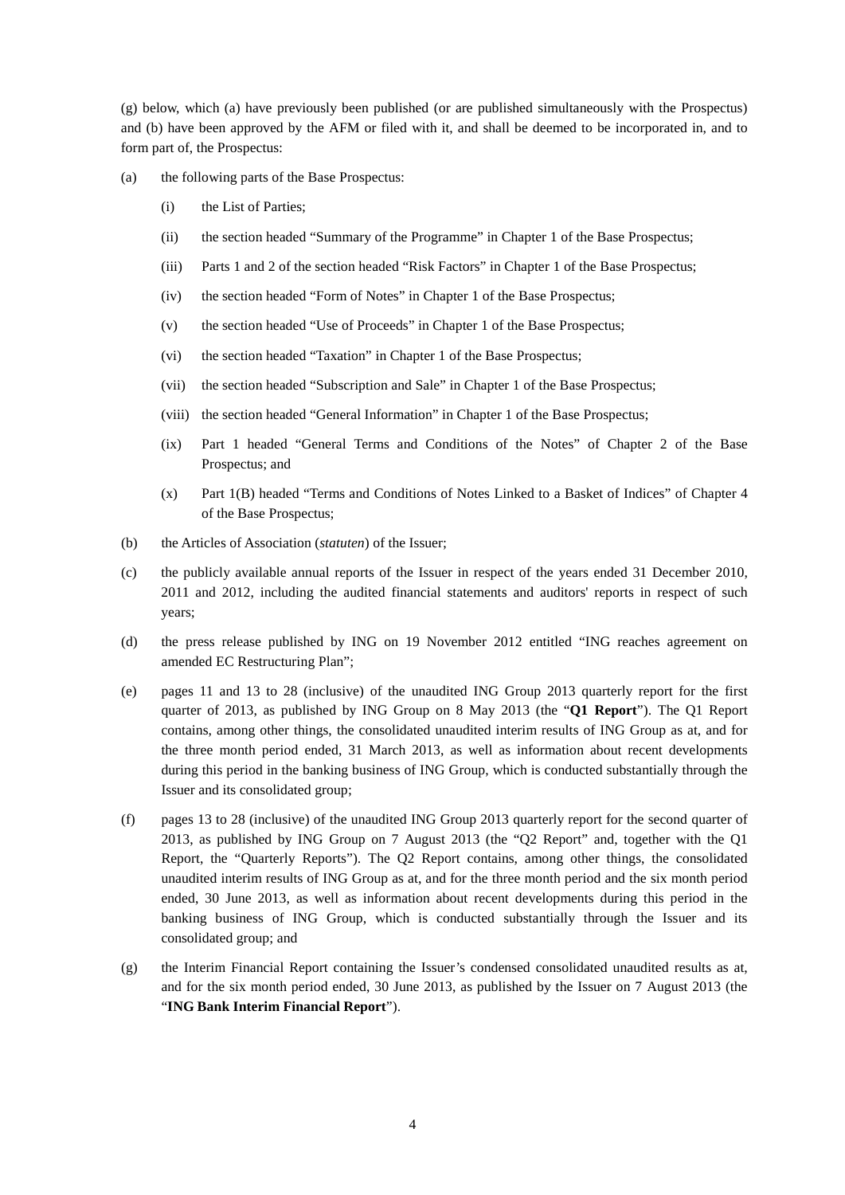(g) below, which (a) have previously been published (or are published simultaneously with the Prospectus) and (b) have been approved by the AFM or filed with it, and shall be deemed to be incorporated in, and to form part of, the Prospectus:

(a) the following parts of the Base Prospectus:

   (i) the List of Parties;

   (ii) the section headed "Summary of the Programme" in Chapter 1 of the Base Prospectus;

   (iii) Parts 1 and 2 of the section headed "Risk Factors" in Chapter 1 of the Base Prospectus;

   (iv) the section headed "Form of Notes" in Chapter 1 of the Base Prospectus;

   (v) the section headed "Use of Proceeds" in Chapter 1 of the Base Prospectus;

   (vi) the section headed "Taxation" in Chapter 1 of the Base Prospectus;

   (vii) the section headed "Subscription and Sale" in Chapter 1 of the Base Prospectus;

   (viii) the section headed "General Information" in Chapter 1 of the Base Prospectus;

   (ix) Part 1 headed "General Terms and Conditions of the Notes" of Chapter 2 of the Base Prospectus; and

   (x) Part 1(B) headed "Terms and Conditions of Notes Linked to a Basket of Indices" of Chapter 4 of the Base Prospectus;

(b) the Articles of Association (*statuten*) of the Issuer;

(c) the publicly available annual reports of the Issuer in respect of the years ended 31 December 2010, 2011 and 2012, including the audited financial statements and auditors' reports in respect of such years;

(d) the press release published by ING on 19 November 2012 entitled "ING reaches agreement on amended EC Restructuring Plan";

(e) pages 11 and 13 to 28 (inclusive) of the unaudited ING Group 2013 quarterly report for the first quarter of 2013, as published by ING Group on 8 May 2013 (the "**Q1 Report**"). The Q1 Report contains, among other things, the consolidated unaudited interim results of ING Group as at, and for the three month period ended, 31 March 2013, as well as information about recent developments during this period in the banking business of ING Group, which is conducted substantially through the Issuer and its consolidated group;

(f) pages 13 to 28 (inclusive) of the unaudited ING Group 2013 quarterly report for the second quarter of 2013, as published by ING Group on 7 August 2013 (the "Q2 Report" and, together with the Q1 Report, the "Quarterly Reports"). The Q2 Report contains, among other things, the consolidated unaudited interim results of ING Group as at, and for the three month period and the six month period ended, 30 June 2013, as well as information about recent developments during this period in the banking business of ING Group, which is conducted substantially through the Issuer and its consolidated group; and

(g) the Interim Financial Report containing the Issuer's condensed consolidated unaudited results as at, and for the six month period ended, 30 June 2013, as published by the Issuer on 7 August 2013 (the "**ING Bank Interim Financial Report**").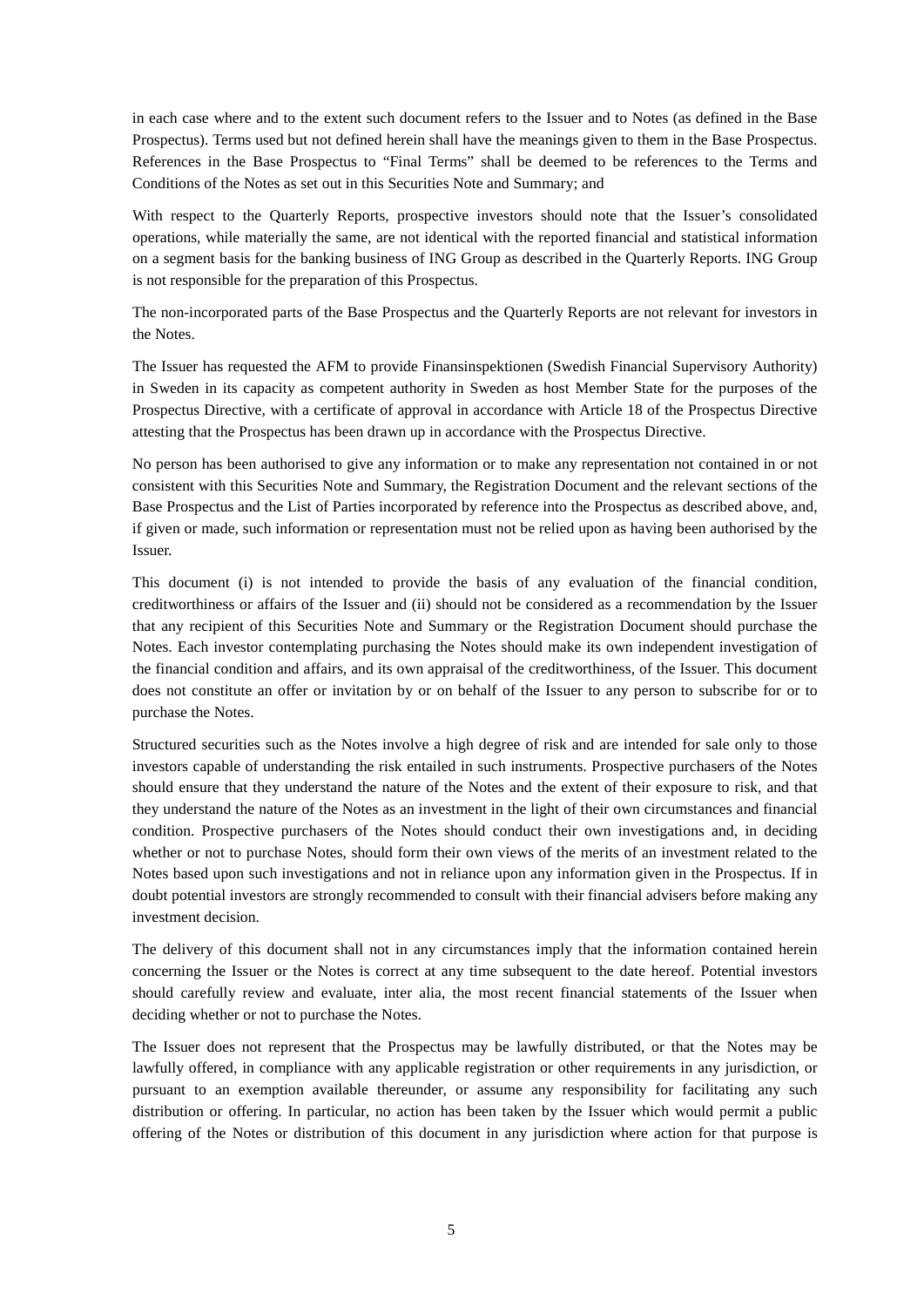in each case where and to the extent such document refers to the Issuer and to Notes (as defined in the Base Prospectus). Terms used but not defined herein shall have the meanings given to them in the Base Prospectus. References in the Base Prospectus to "Final Terms" shall be deemed to be references to the Terms and Conditions of the Notes as set out in this Securities Note and Summary; and

With respect to the Quarterly Reports, prospective investors should note that the Issuer's consolidated operations, while materially the same, are not identical with the reported financial and statistical information on a segment basis for the banking business of ING Group as described in the Quarterly Reports. ING Group is not responsible for the preparation of this Prospectus.

The non-incorporated parts of the Base Prospectus and the Quarterly Reports are not relevant for investors in the Notes.

The Issuer has requested the AFM to provide Finansinspektionen (Swedish Financial Supervisory Authority) in Sweden in its capacity as competent authority in Sweden as host Member State for the purposes of the Prospectus Directive, with a certificate of approval in accordance with Article 18 of the Prospectus Directive attesting that the Prospectus has been drawn up in accordance with the Prospectus Directive.

No person has been authorised to give any information or to make any representation not contained in or not consistent with this Securities Note and Summary, the Registration Document and the relevant sections of the Base Prospectus and the List of Parties incorporated by reference into the Prospectus as described above, and, if given or made, such information or representation must not be relied upon as having been authorised by the Issuer.

This document (i) is not intended to provide the basis of any evaluation of the financial condition, creditworthiness or affairs of the Issuer and (ii) should not be considered as a recommendation by the Issuer that any recipient of this Securities Note and Summary or the Registration Document should purchase the Notes. Each investor contemplating purchasing the Notes should make its own independent investigation of the financial condition and affairs, and its own appraisal of the creditworthiness, of the Issuer. This document does not constitute an offer or invitation by or on behalf of the Issuer to any person to subscribe for or to purchase the Notes.

Structured securities such as the Notes involve a high degree of risk and are intended for sale only to those investors capable of understanding the risk entailed in such instruments. Prospective purchasers of the Notes should ensure that they understand the nature of the Notes and the extent of their exposure to risk, and that they understand the nature of the Notes as an investment in the light of their own circumstances and financial condition. Prospective purchasers of the Notes should conduct their own investigations and, in deciding whether or not to purchase Notes, should form their own views of the merits of an investment related to the Notes based upon such investigations and not in reliance upon any information given in the Prospectus. If in doubt potential investors are strongly recommended to consult with their financial advisers before making any investment decision.

The delivery of this document shall not in any circumstances imply that the information contained herein concerning the Issuer or the Notes is correct at any time subsequent to the date hereof. Potential investors should carefully review and evaluate, inter alia, the most recent financial statements of the Issuer when deciding whether or not to purchase the Notes.

The Issuer does not represent that the Prospectus may be lawfully distributed, or that the Notes may be lawfully offered, in compliance with any applicable registration or other requirements in any jurisdiction, or pursuant to an exemption available thereunder, or assume any responsibility for facilitating any such distribution or offering. In particular, no action has been taken by the Issuer which would permit a public offering of the Notes or distribution of this document in any jurisdiction where action for that purpose is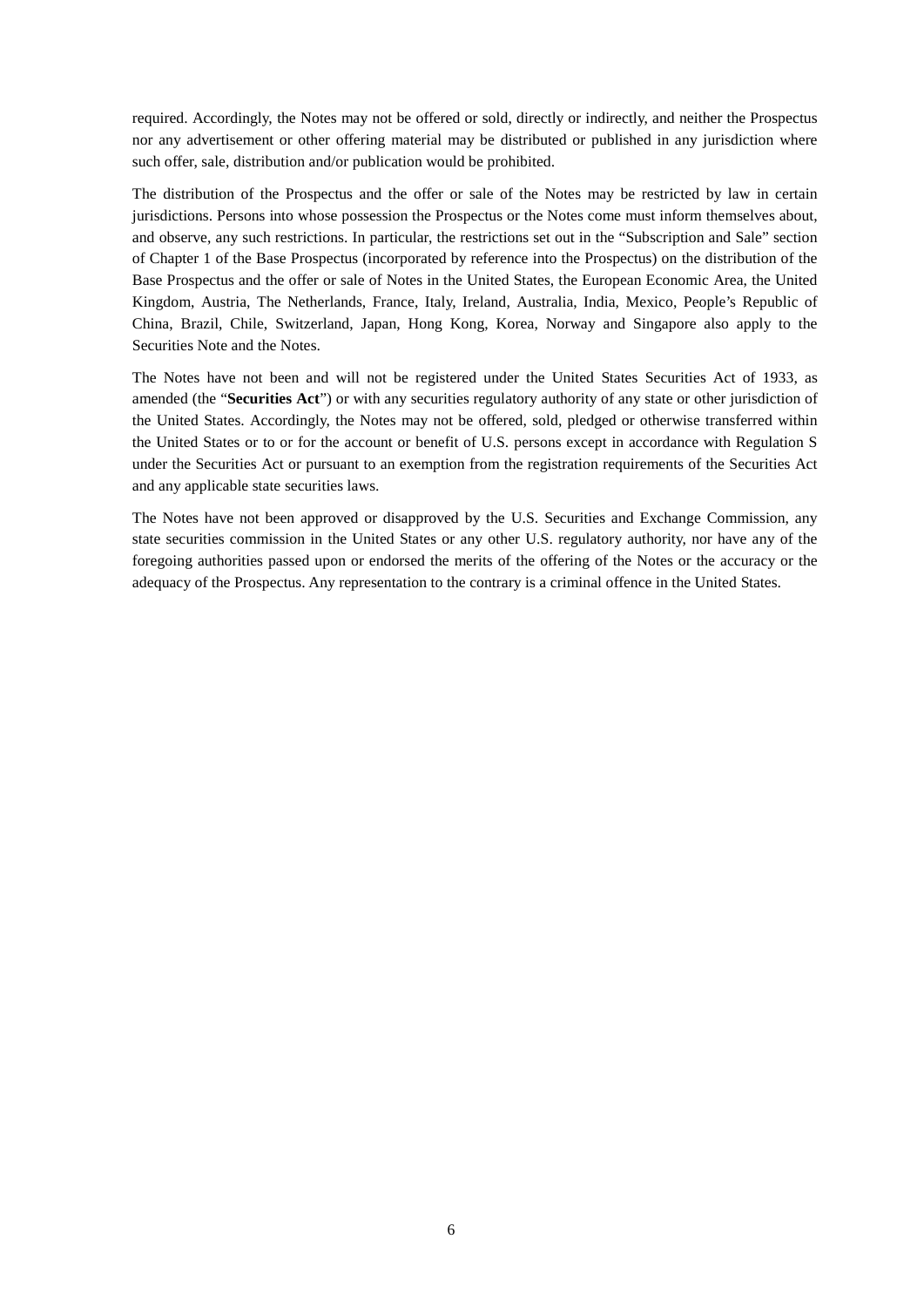required. Accordingly, the Notes may not be offered or sold, directly or indirectly, and neither the Prospectus nor any advertisement or other offering material may be distributed or published in any jurisdiction where such offer, sale, distribution and/or publication would be prohibited.

The distribution of the Prospectus and the offer or sale of the Notes may be restricted by law in certain jurisdictions. Persons into whose possession the Prospectus or the Notes come must inform themselves about, and observe, any such restrictions. In particular, the restrictions set out in the "Subscription and Sale" section of Chapter 1 of the Base Prospectus (incorporated by reference into the Prospectus) on the distribution of the Base Prospectus and the offer or sale of Notes in the United States, the European Economic Area, the United Kingdom, Austria, The Netherlands, France, Italy, Ireland, Australia, India, Mexico, People's Republic of China, Brazil, Chile, Switzerland, Japan, Hong Kong, Korea, Norway and Singapore also apply to the Securities Note and the Notes.

The Notes have not been and will not be registered under the United States Securities Act of 1933, as amended (the "**Securities Act**") or with any securities regulatory authority of any state or other jurisdiction of the United States. Accordingly, the Notes may not be offered, sold, pledged or otherwise transferred within the United States or to or for the account or benefit of U.S. persons except in accordance with Regulation S under the Securities Act or pursuant to an exemption from the registration requirements of the Securities Act and any applicable state securities laws.

The Notes have not been approved or disapproved by the U.S. Securities and Exchange Commission, any state securities commission in the United States or any other U.S. regulatory authority, nor have any of the foregoing authorities passed upon or endorsed the merits of the offering of the Notes or the accuracy or the adequacy of the Prospectus. Any representation to the contrary is a criminal offence in the United States.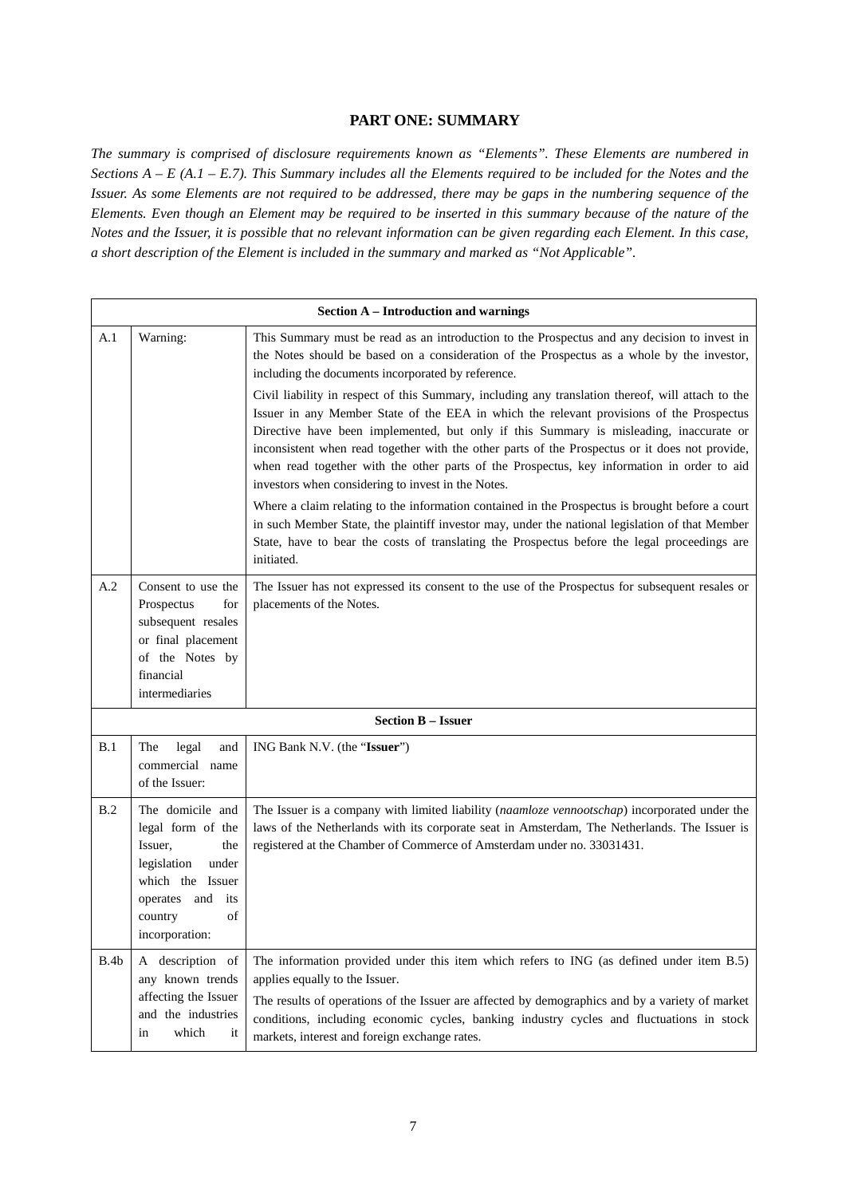# PART ONE: SUMMARY

*The summary is comprised of disclosure requirements known as "Elements". These Elements are numbered in Sections A – E (A.1 – E.7). This Summary includes all the Elements required to be included for the Notes and the Issuer. As some Elements are not required to be addressed, there may be gaps in the numbering sequence of the Elements. Even though an Element may be required to be inserted in this summary because of the nature of the Notes and the Issuer, it is possible that no relevant information can be given regarding each Element. In this case, a short description of the Element is included in the summary and marked as "Not Applicable".*

| | | |
|---|---|---|
| **Section A – Introduction and warnings** | | |
| A.1 | Warning: | This Summary must be read as an introduction to the Prospectus and any decision to invest in the Notes should be based on a consideration of the Prospectus as a whole by the investor, including the documents incorporated by reference.<br><br>Civil liability in respect of this Summary, including any translation thereof, will attach to the Issuer in any Member State of the EEA in which the relevant provisions of the Prospectus Directive have been implemented, but only if this Summary is misleading, inaccurate or inconsistent when read together with the other parts of the Prospectus or it does not provide, when read together with the other parts of the Prospectus, key information in order to aid investors when considering to invest in the Notes.<br><br>Where a claim relating to the information contained in the Prospectus is brought before a court in such Member State, the plaintiff investor may, under the national legislation of that Member State, have to bear the costs of translating the Prospectus before the legal proceedings are initiated. |
| A.2 | Consent to use the Prospectus for subsequent resales or final placement of the Notes by financial intermediaries | The Issuer has not expressed its consent to the use of the Prospectus for subsequent resales or placements of the Notes. |
| **Section B – Issuer** | | |
| B.1 | The legal and commercial name of the Issuer: | ING Bank N.V. (the "**Issuer**") |
| B.2 | The domicile and legal form of the Issuer, the legislation under which the Issuer operates and its country of incorporation: | The Issuer is a company with limited liability (*naamloze vennootschap*) incorporated under the laws of the Netherlands with its corporate seat in Amsterdam, The Netherlands. The Issuer is registered at the Chamber of Commerce of Amsterdam under no. 33031431. |
| B.4b | A description of any known trends affecting the Issuer and the industries in which it | The information provided under this item which refers to ING (as defined under item B.5) applies equally to the Issuer.<br><br>The results of operations of the Issuer are affected by demographics and by a variety of market conditions, including economic cycles, banking industry cycles and fluctuations in stock markets, interest and foreign exchange rates. |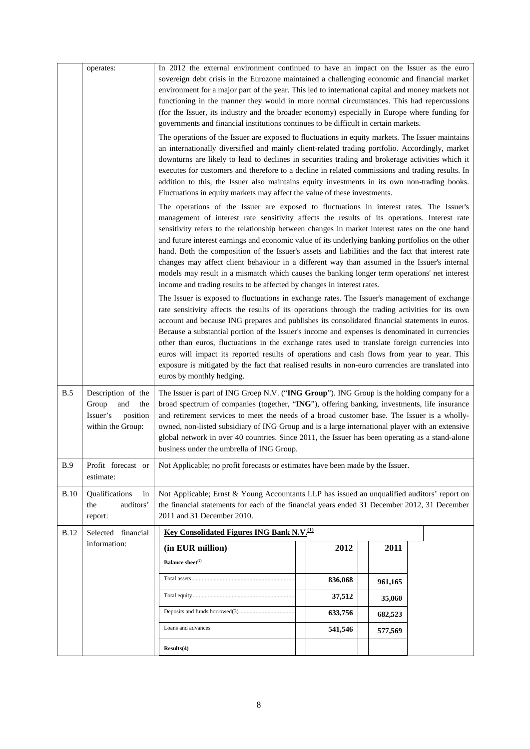| | | |
|---|---|---|
| | operates: | In 2012 the external environment continued to have an impact on the Issuer as the euro sovereign debt crisis in the Eurozone maintained a challenging economic and financial market environment for a major part of the year. This led to international capital and money markets not functioning in the manner they would in more normal circumstances. This had repercussions (for the Issuer, its industry and the broader economy) especially in Europe where funding for governments and financial institutions continues to be difficult in certain markets.<br><br>The operations of the Issuer are exposed to fluctuations in equity markets. The Issuer maintains an internationally diversified and mainly client-related trading portfolio. Accordingly, market downturns are likely to lead to declines in securities trading and brokerage activities which it executes for customers and therefore to a decline in related commissions and trading results. In addition to this, the Issuer also maintains equity investments in its own non-trading books. Fluctuations in equity markets may affect the value of these investments.<br><br>The operations of the Issuer are exposed to fluctuations in interest rates. The Issuer's management of interest rate sensitivity affects the results of its operations. Interest rate sensitivity refers to the relationship between changes in market interest rates on the one hand and future interest earnings and economic value of its underlying banking portfolios on the other hand. Both the composition of the Issuer's assets and liabilities and the fact that interest rate changes may affect client behaviour in a different way than assumed in the Issuer's internal models may result in a mismatch which causes the banking longer term operations' net interest income and trading results to be affected by changes in interest rates.<br><br>The Issuer is exposed to fluctuations in exchange rates. The Issuer's management of exchange rate sensitivity affects the results of its operations through the trading activities for its own account and because ING prepares and publishes its consolidated financial statements in euros. Because a substantial portion of the Issuer's income and expenses is denominated in currencies other than euros, fluctuations in the exchange rates used to translate foreign currencies into euros will impact its reported results of operations and cash flows from year to year. This exposure is mitigated by the fact that realised results in non-euro currencies are translated into euros by monthly hedging. |
| B.5 | Description of the Group and the Issuer's position within the Group: | The Issuer is part of ING Groep N.V. ("**ING Group**"). ING Group is the holding company for a broad spectrum of companies (together, "**ING**"), offering banking, investments, life insurance and retirement services to meet the needs of a broad customer base. The Issuer is a wholly-owned, non-listed subsidiary of ING Group and is a large international player with an extensive global network in over 40 countries. Since 2011, the Issuer has been operating as a stand-alone business under the umbrella of ING Group. |
| B.9 | Profit forecast or estimate: | Not Applicable; no profit forecasts or estimates have been made by the Issuer. |
| B.10 | Qualifications in the auditors' report: | Not Applicable; Ernst & Young Accountants LLP has issued an unqualified auditors' report on the financial statements for each of the financial years ended 31 December 2012, 31 December 2011 and 31 December 2010. |
| B.12 | Selected financial information: | **Key Consolidated Figures ING Bank N.V.[(1)]** |

| (in EUR million) | 2012 | 2011 |
|---|---|---|
| **Balance sheet[(2)]** | | |
| Total assets | **836,068** | **961,165** |
| Total equity | **37,512** | **35,060** |
| Deposits and funds borrowed(3) | **633,756** | **682,523** |
| Loans and advances | **541,546** | **577,569** |
| **Results(4)** | | |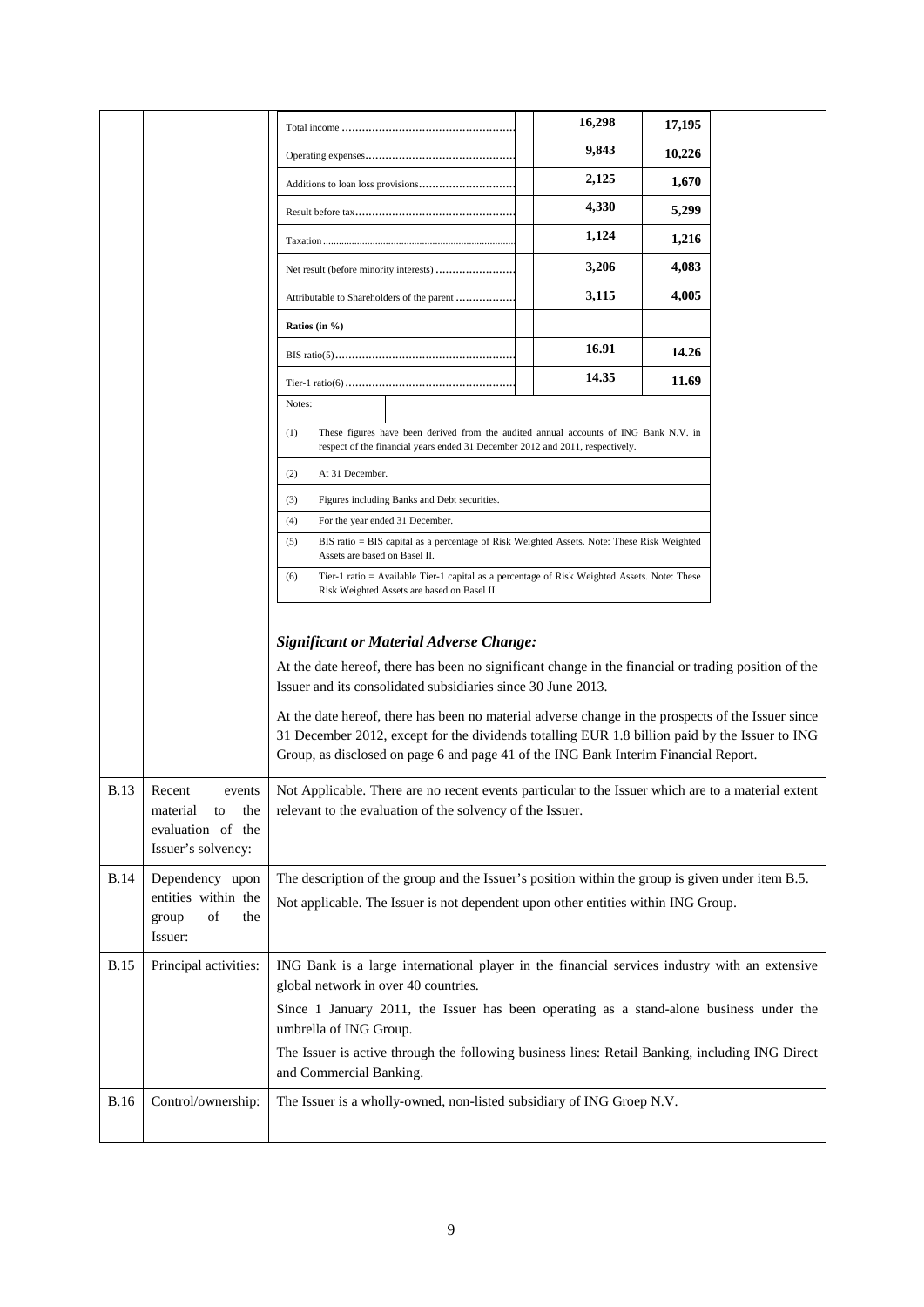| | | | | |
|---|---|---|---|---|
| | | Total income | 16,298 | 17,195 |
| | | Operating expenses | 9,843 | 10,226 |
| | | Additions to loan loss provisions | 2,125 | 1,670 |
| | | Result before tax | 4,330 | 5,299 |
| | | Taxation | 1,124 | 1,216 |
| | | Net result (before minority interests) | 3,206 | 4,083 |
| | | Attributable to Shareholders of the parent | 3,115 | 4,005 |
| | | **Ratios (in %)** | | |
| | | BIS ratio(5) | 16.91 | 14.26 |
| | | Tier-1 ratio(6) | 14.35 | 11.69 |

Notes:

(1) These figures have been derived from the audited annual accounts of ING Bank N.V. in respect of the financial years ended 31 December 2012 and 2011, respectively.

(2) At 31 December.

(3) Figures including Banks and Debt securities.

(4) For the year ended 31 December.

(5) BIS ratio = BIS capital as a percentage of Risk Weighted Assets. Note: These Risk Weighted Assets are based on Basel II.

(6) Tier-1 ratio = Available Tier-1 capital as a percentage of Risk Weighted Assets. Note: These Risk Weighted Assets are based on Basel II.

***Significant or Material Adverse Change:***

At the date hereof, there has been no significant change in the financial or trading position of the Issuer and its consolidated subsidiaries since 30 June 2013.

At the date hereof, there has been no material adverse change in the prospects of the Issuer since 31 December 2012, except for the dividends totalling EUR 1.8 billion paid by the Issuer to ING Group, as disclosed on page 6 and page 41 of the ING Bank Interim Financial Report.

| | | |
|---|---|---|
| B.13 | Recent events material to the evaluation of the Issuer's solvency: | Not Applicable. There are no recent events particular to the Issuer which are to a material extent relevant to the evaluation of the solvency of the Issuer. |
| B.14 | Dependency upon entities within the group of the Issuer: | The description of the group and the Issuer's position within the group is given under item B.5.<br>Not applicable. The Issuer is not dependent upon other entities within ING Group. |
| B.15 | Principal activities: | ING Bank is a large international player in the financial services industry with an extensive global network in over 40 countries.<br>Since 1 January 2011, the Issuer has been operating as a stand-alone business under the umbrella of ING Group.<br>The Issuer is active through the following business lines: Retail Banking, including ING Direct and Commercial Banking. |
| B.16 | Control/ownership: | The Issuer is a wholly-owned, non-listed subsidiary of ING Groep N.V. |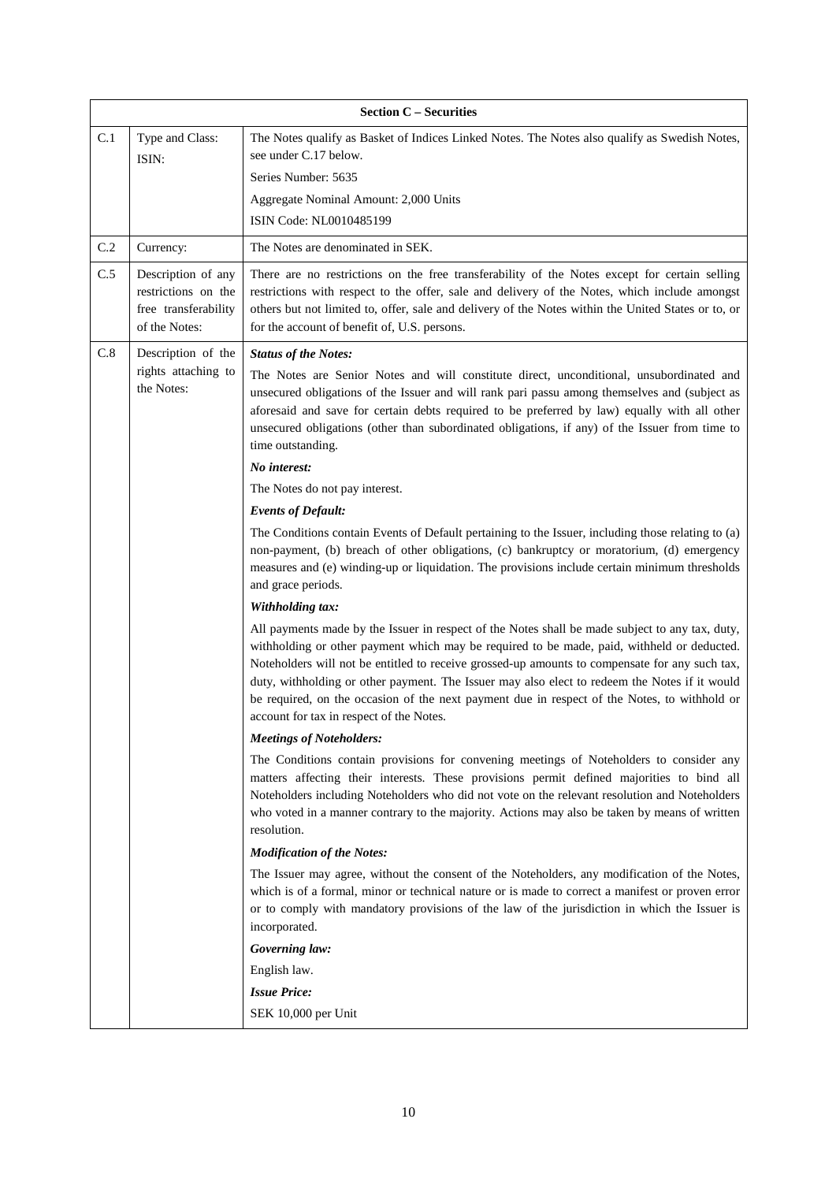| Section C – Securities | | |
|---|---|---|
| C.1 | Type and Class:<br>ISIN: | The Notes qualify as Basket of Indices Linked Notes. The Notes also qualify as Swedish Notes, see under C.17 below.<br>Series Number: 5635<br>Aggregate Nominal Amount: 2,000 Units<br>ISIN Code: NL0010485199 |
| C.2 | Currency: | The Notes are denominated in SEK. |
| C.5 | Description of any restrictions on the free transferability of the Notes: | There are no restrictions on the free transferability of the Notes except for certain selling restrictions with respect to the offer, sale and delivery of the Notes, which include amongst others but not limited to, offer, sale and delivery of the Notes within the United States or to, or for the account of benefit of, U.S. persons. |
| C.8 | Description of the rights attaching to the Notes: | ***Status of the Notes:***<br>The Notes are Senior Notes and will constitute direct, unconditional, unsubordinated and unsecured obligations of the Issuer and will rank pari passu among themselves and (subject as aforesaid and save for certain debts required to be preferred by law) equally with all other unsecured obligations (other than subordinated obligations, if any) of the Issuer from time to time outstanding.<br>***No interest:***<br>The Notes do not pay interest.<br>***Events of Default:***<br>The Conditions contain Events of Default pertaining to the Issuer, including those relating to (a) non-payment, (b) breach of other obligations, (c) bankruptcy or moratorium, (d) emergency measures and (e) winding-up or liquidation. The provisions include certain minimum thresholds and grace periods.<br>***Withholding tax:***<br>All payments made by the Issuer in respect of the Notes shall be made subject to any tax, duty, withholding or other payment which may be required to be made, paid, withheld or deducted. Noteholders will not be entitled to receive grossed-up amounts to compensate for any such tax, duty, withholding or other payment. The Issuer may also elect to redeem the Notes if it would be required, on the occasion of the next payment due in respect of the Notes, to withhold or account for tax in respect of the Notes.<br>***Meetings of Noteholders:***<br>The Conditions contain provisions for convening meetings of Noteholders to consider any matters affecting their interests. These provisions permit defined majorities to bind all Noteholders including Noteholders who did not vote on the relevant resolution and Noteholders who voted in a manner contrary to the majority. Actions may also be taken by means of written resolution.<br>***Modification of the Notes:***<br>The Issuer may agree, without the consent of the Noteholders, any modification of the Notes, which is of a formal, minor or technical nature or is made to correct a manifest or proven error or to comply with mandatory provisions of the law of the jurisdiction in which the Issuer is incorporated.<br>***Governing law:***<br>English law.<br>***Issue Price:***<br>SEK 10,000 per Unit |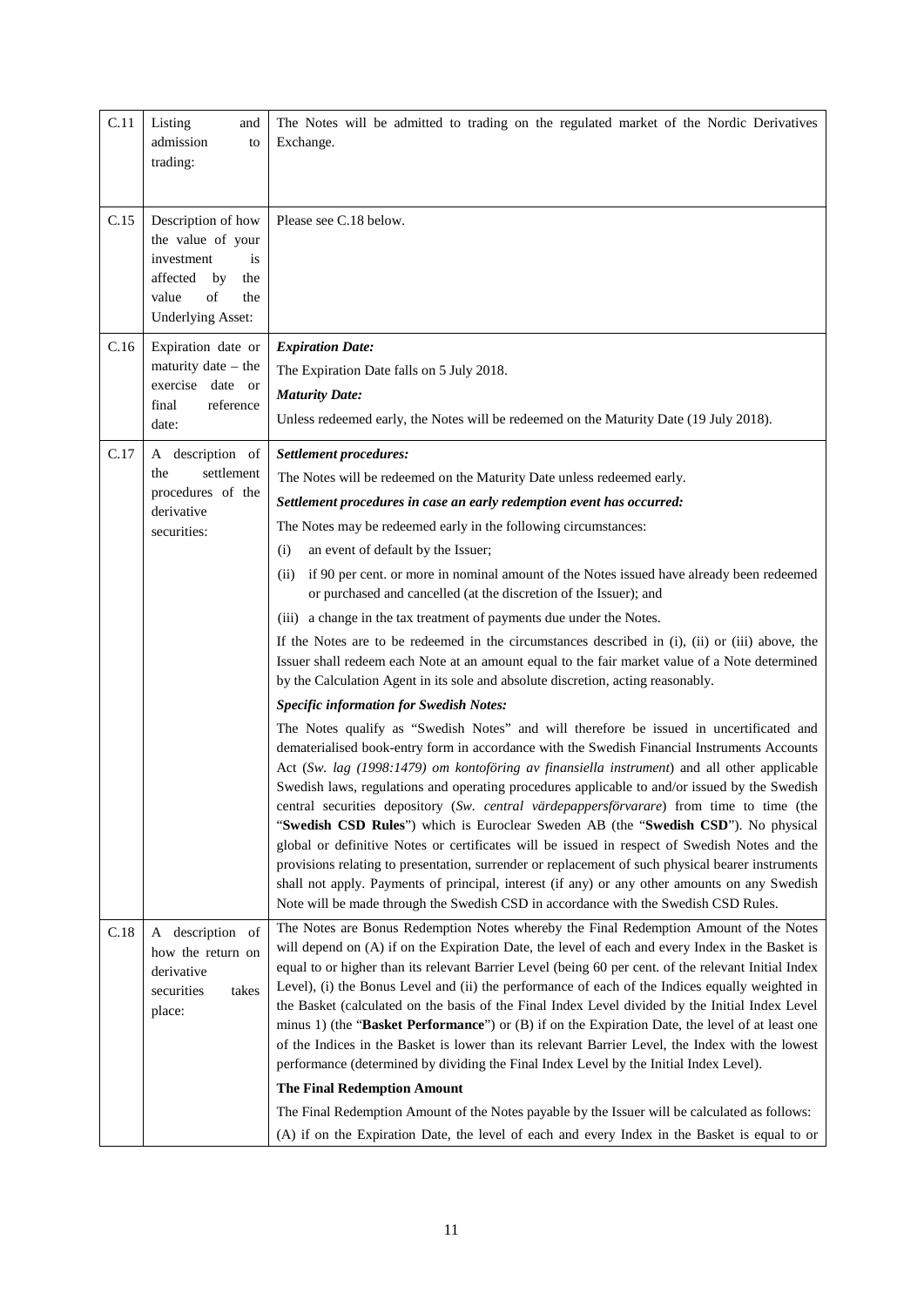| | | |
|---|---|---|
| C.11 | Listing and admission to trading: | The Notes will be admitted to trading on the regulated market of the Nordic Derivatives Exchange. |
| C.15 | Description of how the value of your investment is affected by the value of the Underlying Asset: | Please see C.18 below. |
| C.16 | Expiration date or maturity date – the exercise date or final reference date: | ***Expiration Date:***<br>The Expiration Date falls on 5 July 2018.<br>***Maturity Date:***<br>Unless redeemed early, the Notes will be redeemed on the Maturity Date (19 July 2018). |
| C.17 | A description of the settlement procedures of the derivative securities: | ***Settlement procedures:***<br>The Notes will be redeemed on the Maturity Date unless redeemed early.<br>***Settlement procedures in case an early redemption event has occurred:***<br>The Notes may be redeemed early in the following circumstances:<br>(i) an event of default by the Issuer;<br>(ii) if 90 per cent. or more in nominal amount of the Notes issued have already been redeemed or purchased and cancelled (at the discretion of the Issuer); and<br>(iii) a change in the tax treatment of payments due under the Notes.<br>If the Notes are to be redeemed in the circumstances described in (i), (ii) or (iii) above, the Issuer shall redeem each Note at an amount equal to the fair market value of a Note determined by the Calculation Agent in its sole and absolute discretion, acting reasonably.<br>***Specific information for Swedish Notes:***<br>The Notes qualify as "Swedish Notes" and will therefore be issued in uncertificated and dematerialised book-entry form in accordance with the Swedish Financial Instruments Accounts Act (*Sw. lag (1998:1479) om kontoföring av finansiella instrument*) and all other applicable Swedish laws, regulations and operating procedures applicable to and/or issued by the Swedish central securities depository (*Sw. central värdepappersförvarare*) from time to time (the "**Swedish CSD Rules**") which is Euroclear Sweden AB (the "**Swedish CSD**"). No physical global or definitive Notes or certificates will be issued in respect of Swedish Notes and the provisions relating to presentation, surrender or replacement of such physical bearer instruments shall not apply. Payments of principal, interest (if any) or any other amounts on any Swedish Note will be made through the Swedish CSD in accordance with the Swedish CSD Rules. |
| C.18 | A description of how the return on derivative securities takes place: | The Notes are Bonus Redemption Notes whereby the Final Redemption Amount of the Notes will depend on (A) if on the Expiration Date, the level of each and every Index in the Basket is equal to or higher than its relevant Barrier Level (being 60 per cent. of the relevant Initial Index Level), (i) the Bonus Level and (ii) the performance of each of the Indices equally weighted in the Basket (calculated on the basis of the Final Index Level divided by the Initial Index Level minus 1) (the "**Basket Performance**") or (B) if on the Expiration Date, the level of at least one of the Indices in the Basket is lower than its relevant Barrier Level, the Index with the lowest performance (determined by dividing the Final Index Level by the Initial Index Level).<br>**The Final Redemption Amount**<br>The Final Redemption Amount of the Notes payable by the Issuer will be calculated as follows:<br>(A) if on the Expiration Date, the level of each and every Index in the Basket is equal to or |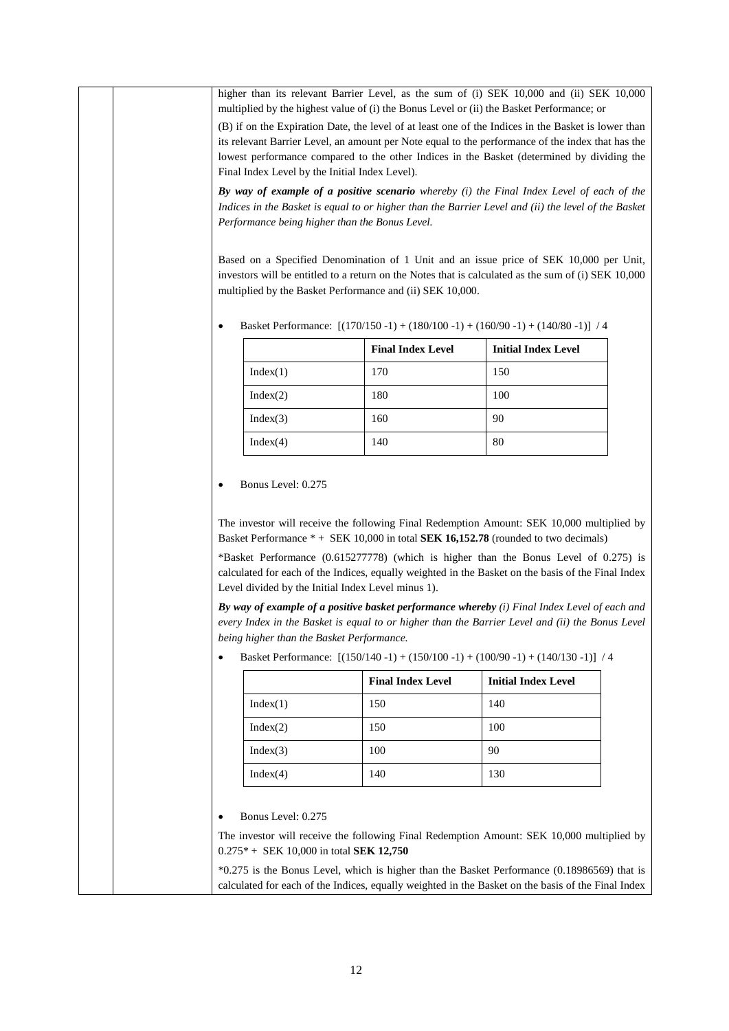higher than its relevant Barrier Level, as the sum of (i) SEK 10,000 and (ii) SEK 10,000 multiplied by the highest value of (i) the Bonus Level or (ii) the Basket Performance; or

(B) if on the Expiration Date, the level of at least one of the Indices in the Basket is lower than its relevant Barrier Level, an amount per Note equal to the performance of the index that has the lowest performance compared to the other Indices in the Basket (determined by dividing the Final Index Level by the Initial Index Level).

***By way of example of a positive scenario*** *whereby (i) the Final Index Level of each of the Indices in the Basket is equal to or higher than the Barrier Level and (ii) the level of the Basket Performance being higher than the Bonus Level.*

Based on a Specified Denomination of 1 Unit and an issue price of SEK 10,000 per Unit, investors will be entitled to a return on the Notes that is calculated as the sum of (i) SEK 10,000 multiplied by the Basket Performance and (ii) SEK 10,000.

- Basket Performance: [(170/150 -1) + (180/100 -1) + (160/90 -1) + (140/80 -1)] / 4

| | Final Index Level | Initial Index Level |
|---|---|---|
| Index(1) | 170 | 150 |
| Index(2) | 180 | 100 |
| Index(3) | 160 | 90 |
| Index(4) | 140 | 80 |

- Bonus Level: 0.275

The investor will receive the following Final Redemption Amount: SEK 10,000 multiplied by Basket Performance * + SEK 10,000 in total **SEK 16,152.78** (rounded to two decimals)

*Basket Performance (0.615277778) (which is higher than the Bonus Level of 0.275) is calculated for each of the Indices, equally weighted in the Basket on the basis of the Final Index Level divided by the Initial Index Level minus 1).

***By way of example of a positive basket performance whereby*** *(i) Final Index Level of each and every Index in the Basket is equal to or higher than the Barrier Level and (ii) the Bonus Level being higher than the Basket Performance.*

- Basket Performance: [(150/140 -1) + (150/100 -1) + (100/90 -1) + (140/130 -1)] / 4

| | Final Index Level | Initial Index Level |
|---|---|---|
| Index(1) | 150 | 140 |
| Index(2) | 150 | 100 |
| Index(3) | 100 | 90 |
| Index(4) | 140 | 130 |

- Bonus Level: 0.275

The investor will receive the following Final Redemption Amount: SEK 10,000 multiplied by 0.275* + SEK 10,000 in total **SEK 12,750**

*0.275 is the Bonus Level, which is higher than the Basket Performance (0.18986569) that is calculated for each of the Indices, equally weighted in the Basket on the basis of the Final Index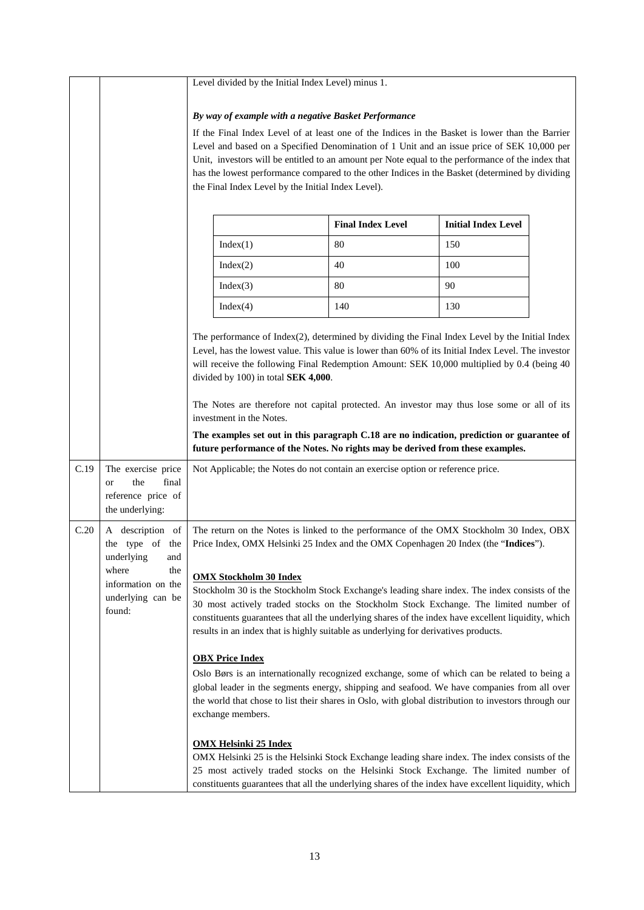| | | |
|---|---|---|
| | | Level divided by the Initial Index Level) minus 1.<br><br>***By way of example with a negative Basket Performance***<br><br>If the Final Index Level of at least one of the Indices in the Basket is lower than the Barrier Level and based on a Specified Denomination of 1 Unit and an issue price of SEK 10,000 per Unit, investors will be entitled to an amount per Note equal to the performance of the index that has the lowest performance compared to the other Indices in the Basket (determined by dividing the Final Index Level by the Initial Index Level).<br><br>\| \| **Final Index Level** \| **Initial Index Level** \|<br>\|---\|---\|---\|<br>\| Index(1) \| 80 \| 150 \|<br>\| Index(2) \| 40 \| 100 \|<br>\| Index(3) \| 80 \| 90 \|<br>\| Index(4) \| 140 \| 130 \|<br><br>The performance of Index(2), determined by dividing the Final Index Level by the Initial Index Level, has the lowest value. This value is lower than 60% of its Initial Index Level. The investor will receive the following Final Redemption Amount: SEK 10,000 multiplied by 0.4 (being 40 divided by 100) in total **SEK 4,000**.<br><br>The Notes are therefore not capital protected. An investor may thus lose some or all of its investment in the Notes.<br><br>**The examples set out in this paragraph C.18 are no indication, prediction or guarantee of future performance of the Notes. No rights may be derived from these examples.** |
| C.19 | The exercise price or the final reference price of the underlying: | Not Applicable; the Notes do not contain an exercise option or reference price. |
| C.20 | A description of the type of the underlying and where the information on the underlying can be found: | The return on the Notes is linked to the performance of the OMX Stockholm 30 Index, OBX Price Index, OMX Helsinki 25 Index and the OMX Copenhagen 20 Index (the "**Indices**").<br><br>**<u>OMX Stockholm 30 Index</u>**<br>Stockholm 30 is the Stockholm Stock Exchange's leading share index. The index consists of the 30 most actively traded stocks on the Stockholm Stock Exchange. The limited number of constituents guarantees that all the underlying shares of the index have excellent liquidity, which results in an index that is highly suitable as underlying for derivatives products.<br><br>**<u>OBX Price Index</u>**<br>Oslo Børs is an internationally recognized exchange, some of which can be related to being a global leader in the segments energy, shipping and seafood. We have companies from all over the world that chose to list their shares in Oslo, with global distribution to investors through our exchange members.<br><br>**<u>OMX Helsinki 25 Index</u>**<br>OMX Helsinki 25 is the Helsinki Stock Exchange leading share index. The index consists of the 25 most actively traded stocks on the Helsinki Stock Exchange. The limited number of constituents guarantees that all the underlying shares of the index have excellent liquidity, which |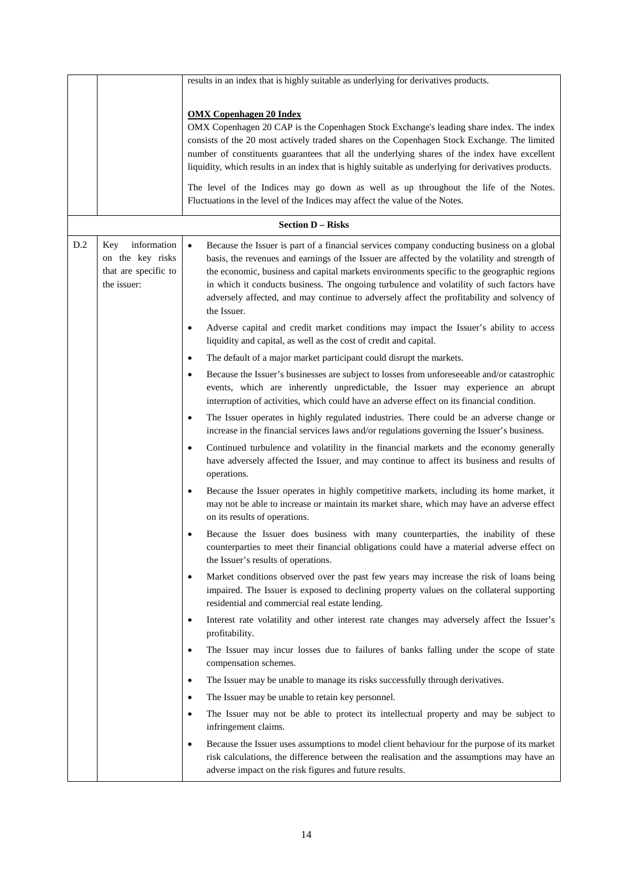| | | |
|---|---|---|
| | | results in an index that is highly suitable as underlying for derivatives products.<br><br>**OMX Copenhagen 20 Index**<br>OMX Copenhagen 20 CAP is the Copenhagen Stock Exchange's leading share index. The index consists of the 20 most actively traded shares on the Copenhagen Stock Exchange. The limited number of constituents guarantees that all the underlying shares of the index have excellent liquidity, which results in an index that is highly suitable as underlying for derivatives products.<br><br>The level of the Indices may go down as well as up throughout the life of the Notes. Fluctuations in the level of the Indices may affect the value of the Notes. |
| | | **Section D – Risks** |
| D.2 | Key information on the key risks that are specific to the issuer: | • Because the Issuer is part of a financial services company conducting business on a global basis, the revenues and earnings of the Issuer are affected by the volatility and strength of the economic, business and capital markets environments specific to the geographic regions in which it conducts business. The ongoing turbulence and volatility of such factors have adversely affected, and may continue to adversely affect the profitability and solvency of the Issuer.<br>• Adverse capital and credit market conditions may impact the Issuer's ability to access liquidity and capital, as well as the cost of credit and capital.<br>• The default of a major market participant could disrupt the markets.<br>• Because the Issuer's businesses are subject to losses from unforeseeable and/or catastrophic events, which are inherently unpredictable, the Issuer may experience an abrupt interruption of activities, which could have an adverse effect on its financial condition.<br>• The Issuer operates in highly regulated industries. There could be an adverse change or increase in the financial services laws and/or regulations governing the Issuer's business.<br>• Continued turbulence and volatility in the financial markets and the economy generally have adversely affected the Issuer, and may continue to affect its business and results of operations.<br>• Because the Issuer operates in highly competitive markets, including its home market, it may not be able to increase or maintain its market share, which may have an adverse effect on its results of operations.<br>• Because the Issuer does business with many counterparties, the inability of these counterparties to meet their financial obligations could have a material adverse effect on the Issuer's results of operations.<br>• Market conditions observed over the past few years may increase the risk of loans being impaired. The Issuer is exposed to declining property values on the collateral supporting residential and commercial real estate lending.<br>• Interest rate volatility and other interest rate changes may adversely affect the Issuer's profitability.<br>• The Issuer may incur losses due to failures of banks falling under the scope of state compensation schemes.<br>• The Issuer may be unable to manage its risks successfully through derivatives.<br>• The Issuer may be unable to retain key personnel.<br>• The Issuer may not be able to protect its intellectual property and may be subject to infringement claims.<br>• Because the Issuer uses assumptions to model client behaviour for the purpose of its market risk calculations, the difference between the realisation and the assumptions may have an adverse impact on the risk figures and future results. |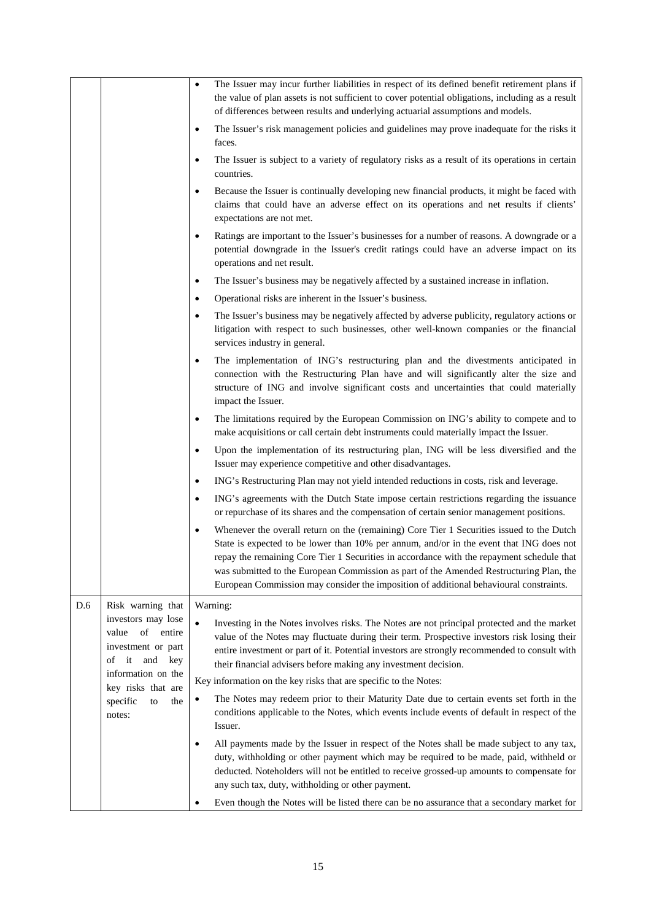| | | |
|---|---|---|
| | | • The Issuer may incur further liabilities in respect of its defined benefit retirement plans if the value of plan assets is not sufficient to cover potential obligations, including as a result of differences between results and underlying actuarial assumptions and models.<br>• The Issuer's risk management policies and guidelines may prove inadequate for the risks it faces.<br>• The Issuer is subject to a variety of regulatory risks as a result of its operations in certain countries.<br>• Because the Issuer is continually developing new financial products, it might be faced with claims that could have an adverse effect on its operations and net results if clients' expectations are not met.<br>• Ratings are important to the Issuer's businesses for a number of reasons. A downgrade or a potential downgrade in the Issuer's credit ratings could have an adverse impact on its operations and net result.<br>• The Issuer's business may be negatively affected by a sustained increase in inflation.<br>• Operational risks are inherent in the Issuer's business.<br>• The Issuer's business may be negatively affected by adverse publicity, regulatory actions or litigation with respect to such businesses, other well-known companies or the financial services industry in general.<br>• The implementation of ING's restructuring plan and the divestments anticipated in connection with the Restructuring Plan have and will significantly alter the size and structure of ING and involve significant costs and uncertainties that could materially impact the Issuer.<br>• The limitations required by the European Commission on ING's ability to compete and to make acquisitions or call certain debt instruments could materially impact the Issuer.<br>• Upon the implementation of its restructuring plan, ING will be less diversified and the Issuer may experience competitive and other disadvantages.<br>• ING's Restructuring Plan may not yield intended reductions in costs, risk and leverage.<br>• ING's agreements with the Dutch State impose certain restrictions regarding the issuance or repurchase of its shares and the compensation of certain senior management positions.<br>• Whenever the overall return on the (remaining) Core Tier 1 Securities issued to the Dutch State is expected to be lower than 10% per annum, and/or in the event that ING does not repay the remaining Core Tier 1 Securities in accordance with the repayment schedule that was submitted to the European Commission as part of the Amended Restructuring Plan, the European Commission may consider the imposition of additional behavioural constraints. |
| D.6 | Risk warning that investors may lose value of entire investment or part of it and key information on the key risks that are specific to the notes: | Warning:<br>• Investing in the Notes involves risks. The Notes are not principal protected and the market value of the Notes may fluctuate during their term. Prospective investors risk losing their entire investment or part of it. Potential investors are strongly recommended to consult with their financial advisers before making any investment decision.<br>Key information on the key risks that are specific to the Notes:<br>• The Notes may redeem prior to their Maturity Date due to certain events set forth in the conditions applicable to the Notes, which events include events of default in respect of the Issuer.<br>• All payments made by the Issuer in respect of the Notes shall be made subject to any tax, duty, withholding or other payment which may be required to be made, paid, withheld or deducted. Noteholders will not be entitled to receive grossed-up amounts to compensate for any such tax, duty, withholding or other payment.<br>• Even though the Notes will be listed there can be no assurance that a secondary market for |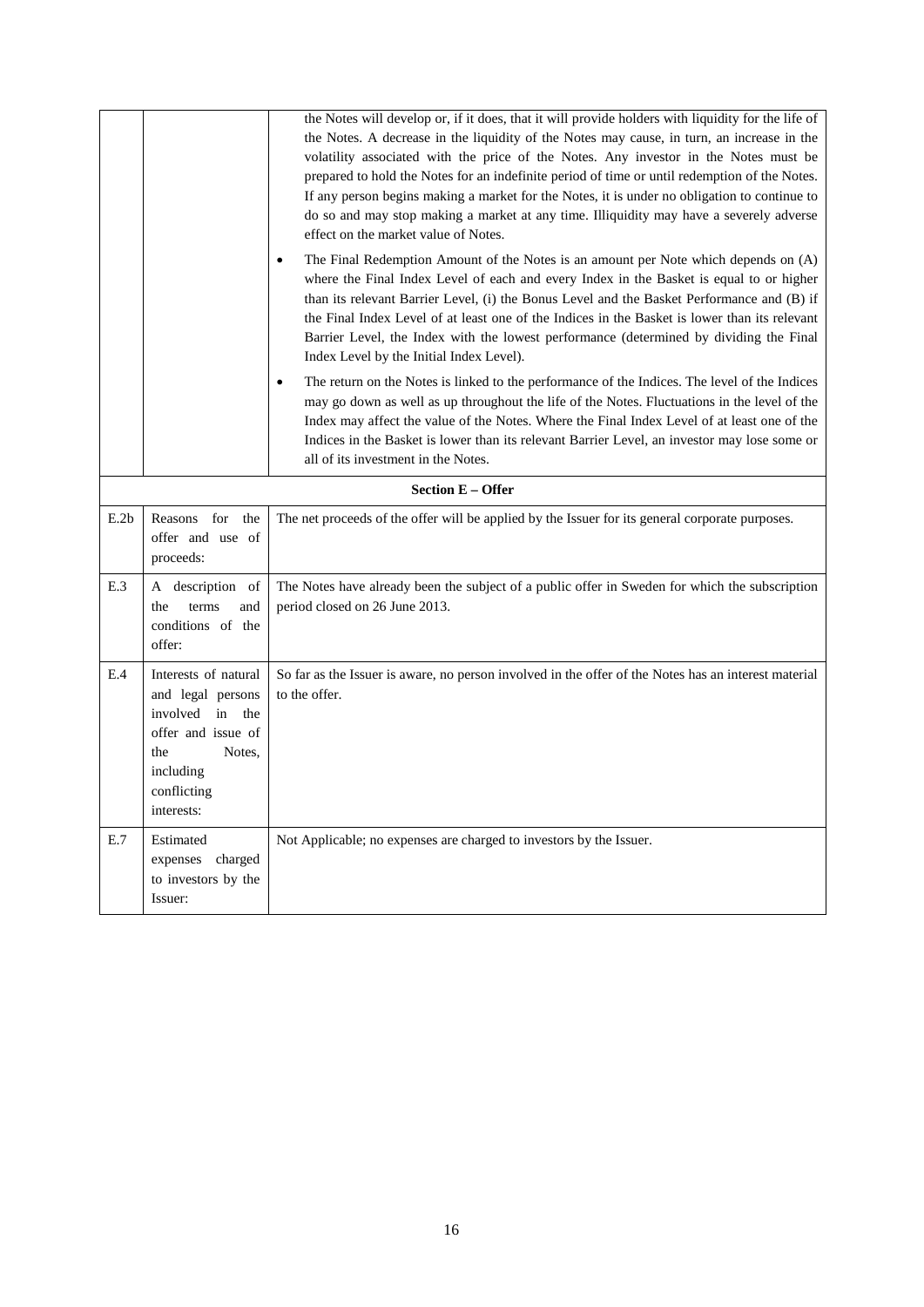| | | |
|---|---|---|
| | | the Notes will develop or, if it does, that it will provide holders with liquidity for the life of the Notes. A decrease in the liquidity of the Notes may cause, in turn, an increase in the volatility associated with the price of the Notes. Any investor in the Notes must be prepared to hold the Notes for an indefinite period of time or until redemption of the Notes. If any person begins making a market for the Notes, it is under no obligation to continue to do so and may stop making a market at any time. Illiquidity may have a severely adverse effect on the market value of Notes.<br><br>• The Final Redemption Amount of the Notes is an amount per Note which depends on (A) where the Final Index Level of each and every Index in the Basket is equal to or higher than its relevant Barrier Level, (i) the Bonus Level and the Basket Performance and (B) if the Final Index Level of at least one of the Indices in the Basket is lower than its relevant Barrier Level, the Index with the lowest performance (determined by dividing the Final Index Level by the Initial Index Level).<br><br>• The return on the Notes is linked to the performance of the Indices. The level of the Indices may go down as well as up throughout the life of the Notes. Fluctuations in the level of the Index may affect the value of the Notes. Where the Final Index Level of at least one of the Indices in the Basket is lower than its relevant Barrier Level, an investor may lose some or all of its investment in the Notes. |
| | | **Section E – Offer** |
| E.2b | Reasons for the offer and use of proceeds: | The net proceeds of the offer will be applied by the Issuer for its general corporate purposes. |
| E.3 | A description of the terms and conditions of the offer: | The Notes have already been the subject of a public offer in Sweden for which the subscription period closed on 26 June 2013. |
| E.4 | Interests of natural and legal persons involved in the offer and issue of the Notes, including conflicting interests: | So far as the Issuer is aware, no person involved in the offer of the Notes has an interest material to the offer. |
| E.7 | Estimated expenses charged to investors by the Issuer: | Not Applicable; no expenses are charged to investors by the Issuer. |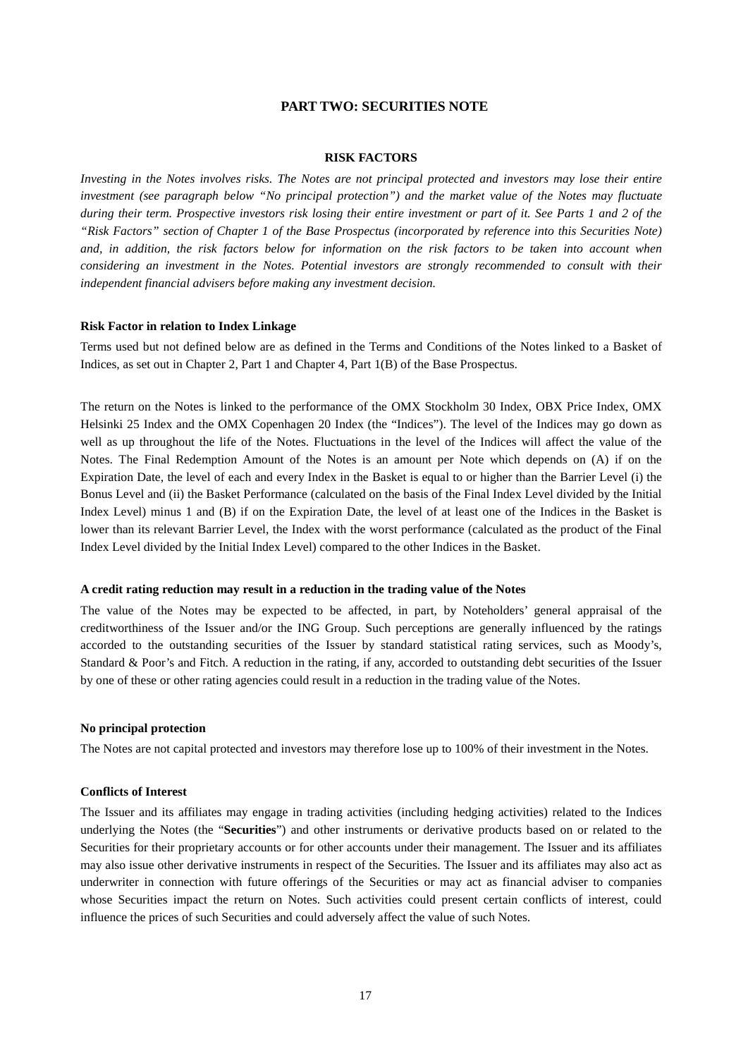## PART TWO: SECURITIES NOTE

### RISK FACTORS

*Investing in the Notes involves risks. The Notes are not principal protected and investors may lose their entire investment (see paragraph below "No principal protection") and the market value of the Notes may fluctuate during their term. Prospective investors risk losing their entire investment or part of it. See Parts 1 and 2 of the "Risk Factors" section of Chapter 1 of the Base Prospectus (incorporated by reference into this Securities Note) and, in addition, the risk factors below for information on the risk factors to be taken into account when considering an investment in the Notes. Potential investors are strongly recommended to consult with their independent financial advisers before making any investment decision.*

**Risk Factor in relation to Index Linkage**

Terms used but not defined below are as defined in the Terms and Conditions of the Notes linked to a Basket of Indices, as set out in Chapter 2, Part 1 and Chapter 4, Part 1(B) of the Base Prospectus.

The return on the Notes is linked to the performance of the OMX Stockholm 30 Index, OBX Price Index, OMX Helsinki 25 Index and the OMX Copenhagen 20 Index (the "Indices"). The level of the Indices may go down as well as up throughout the life of the Notes. Fluctuations in the level of the Indices will affect the value of the Notes. The Final Redemption Amount of the Notes is an amount per Note which depends on (A) if on the Expiration Date, the level of each and every Index in the Basket is equal to or higher than the Barrier Level (i) the Bonus Level and (ii) the Basket Performance (calculated on the basis of the Final Index Level divided by the Initial Index Level) minus 1 and (B) if on the Expiration Date, the level of at least one of the Indices in the Basket is lower than its relevant Barrier Level, the Index with the worst performance (calculated as the product of the Final Index Level divided by the Initial Index Level) compared to the other Indices in the Basket.

**A credit rating reduction may result in a reduction in the trading value of the Notes**

The value of the Notes may be expected to be affected, in part, by Noteholders' general appraisal of the creditworthiness of the Issuer and/or the ING Group. Such perceptions are generally influenced by the ratings accorded to the outstanding securities of the Issuer by standard statistical rating services, such as Moody's, Standard & Poor's and Fitch. A reduction in the rating, if any, accorded to outstanding debt securities of the Issuer by one of these or other rating agencies could result in a reduction in the trading value of the Notes.

**No principal protection**

The Notes are not capital protected and investors may therefore lose up to 100% of their investment in the Notes.

**Conflicts of Interest**

The Issuer and its affiliates may engage in trading activities (including hedging activities) related to the Indices underlying the Notes (the "**Securities**") and other instruments or derivative products based on or related to the Securities for their proprietary accounts or for other accounts under their management. The Issuer and its affiliates may also issue other derivative instruments in respect of the Securities. The Issuer and its affiliates may also act as underwriter in connection with future offerings of the Securities or may act as financial adviser to companies whose Securities impact the return on Notes. Such activities could present certain conflicts of interest, could influence the prices of such Securities and could adversely affect the value of such Notes.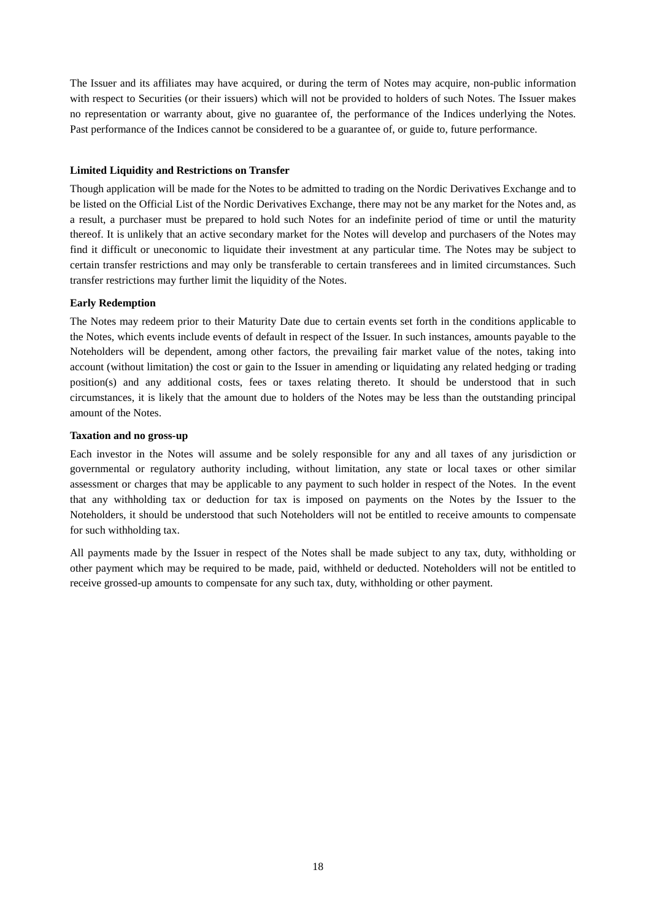The Issuer and its affiliates may have acquired, or during the term of Notes may acquire, non-public information with respect to Securities (or their issuers) which will not be provided to holders of such Notes. The Issuer makes no representation or warranty about, give no guarantee of, the performance of the Indices underlying the Notes. Past performance of the Indices cannot be considered to be a guarantee of, or guide to, future performance.

**Limited Liquidity and Restrictions on Transfer**

Though application will be made for the Notes to be admitted to trading on the Nordic Derivatives Exchange and to be listed on the Official List of the Nordic Derivatives Exchange, there may not be any market for the Notes and, as a result, a purchaser must be prepared to hold such Notes for an indefinite period of time or until the maturity thereof. It is unlikely that an active secondary market for the Notes will develop and purchasers of the Notes may find it difficult or uneconomic to liquidate their investment at any particular time. The Notes may be subject to certain transfer restrictions and may only be transferable to certain transferees and in limited circumstances. Such transfer restrictions may further limit the liquidity of the Notes.

**Early Redemption**

The Notes may redeem prior to their Maturity Date due to certain events set forth in the conditions applicable to the Notes, which events include events of default in respect of the Issuer. In such instances, amounts payable to the Noteholders will be dependent, among other factors, the prevailing fair market value of the notes, taking into account (without limitation) the cost or gain to the Issuer in amending or liquidating any related hedging or trading position(s) and any additional costs, fees or taxes relating thereto. It should be understood that in such circumstances, it is likely that the amount due to holders of the Notes may be less than the outstanding principal amount of the Notes.

**Taxation and no gross-up**

Each investor in the Notes will assume and be solely responsible for any and all taxes of any jurisdiction or governmental or regulatory authority including, without limitation, any state or local taxes or other similar assessment or charges that may be applicable to any payment to such holder in respect of the Notes. In the event that any withholding tax or deduction for tax is imposed on payments on the Notes by the Issuer to the Noteholders, it should be understood that such Noteholders will not be entitled to receive amounts to compensate for such withholding tax.

All payments made by the Issuer in respect of the Notes shall be made subject to any tax, duty, withholding or other payment which may be required to be made, paid, withheld or deducted. Noteholders will not be entitled to receive grossed-up amounts to compensate for any such tax, duty, withholding or other payment.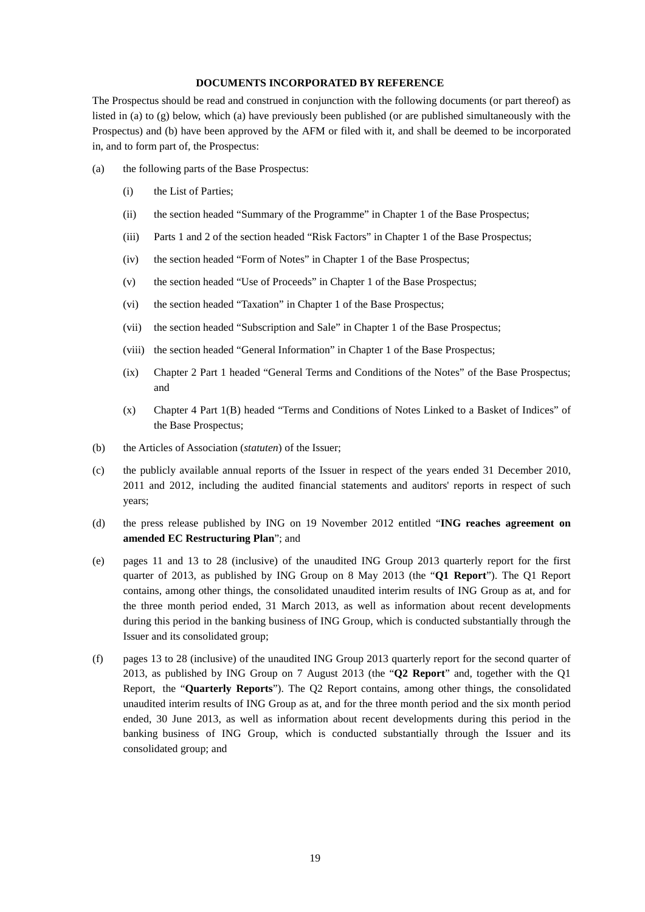## DOCUMENTS INCORPORATED BY REFERENCE

The Prospectus should be read and construed in conjunction with the following documents (or part thereof) as listed in (a) to (g) below, which (a) have previously been published (or are published simultaneously with the Prospectus) and (b) have been approved by the AFM or filed with it, and shall be deemed to be incorporated in, and to form part of, the Prospectus:

(a) the following parts of the Base Prospectus:

  (i) the List of Parties;

  (ii) the section headed "Summary of the Programme" in Chapter 1 of the Base Prospectus;

  (iii) Parts 1 and 2 of the section headed "Risk Factors" in Chapter 1 of the Base Prospectus;

  (iv) the section headed "Form of Notes" in Chapter 1 of the Base Prospectus;

  (v) the section headed "Use of Proceeds" in Chapter 1 of the Base Prospectus;

  (vi) the section headed "Taxation" in Chapter 1 of the Base Prospectus;

  (vii) the section headed "Subscription and Sale" in Chapter 1 of the Base Prospectus;

  (viii) the section headed "General Information" in Chapter 1 of the Base Prospectus;

  (ix) Chapter 2 Part 1 headed "General Terms and Conditions of the Notes" of the Base Prospectus; and

  (x) Chapter 4 Part 1(B) headed "Terms and Conditions of Notes Linked to a Basket of Indices" of the Base Prospectus;

(b) the Articles of Association (*statuten*) of the Issuer;

(c) the publicly available annual reports of the Issuer in respect of the years ended 31 December 2010, 2011 and 2012, including the audited financial statements and auditors' reports in respect of such years;

(d) the press release published by ING on 19 November 2012 entitled "**ING reaches agreement on amended EC Restructuring Plan**"; and

(e) pages 11 and 13 to 28 (inclusive) of the unaudited ING Group 2013 quarterly report for the first quarter of 2013, as published by ING Group on 8 May 2013 (the "**Q1 Report**"). The Q1 Report contains, among other things, the consolidated unaudited interim results of ING Group as at, and for the three month period ended, 31 March 2013, as well as information about recent developments during this period in the banking business of ING Group, which is conducted substantially through the Issuer and its consolidated group;

(f) pages 13 to 28 (inclusive) of the unaudited ING Group 2013 quarterly report for the second quarter of 2013, as published by ING Group on 7 August 2013 (the "**Q2 Report**" and, together with the Q1 Report, the "**Quarterly Reports**"). The Q2 Report contains, among other things, the consolidated unaudited interim results of ING Group as at, and for the three month period and the six month period ended, 30 June 2013, as well as information about recent developments during this period in the banking business of ING Group, which is conducted substantially through the Issuer and its consolidated group; and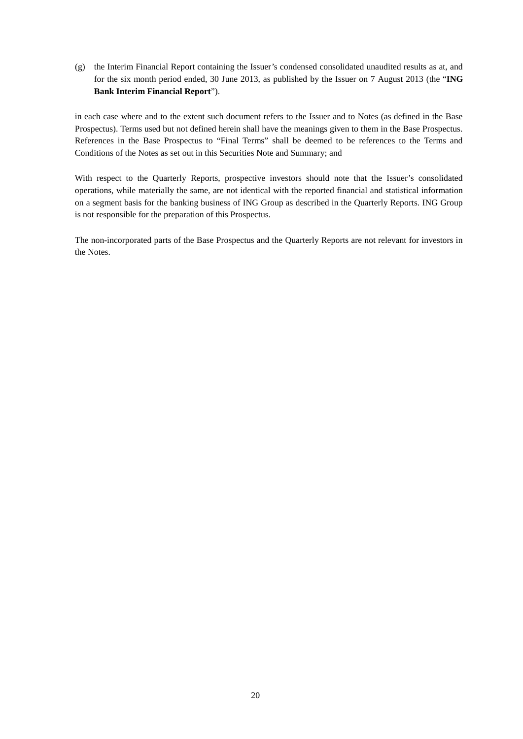(g) the Interim Financial Report containing the Issuer's condensed consolidated unaudited results as at, and for the six month period ended, 30 June 2013, as published by the Issuer on 7 August 2013 (the "**ING Bank Interim Financial Report**").

in each case where and to the extent such document refers to the Issuer and to Notes (as defined in the Base Prospectus). Terms used but not defined herein shall have the meanings given to them in the Base Prospectus. References in the Base Prospectus to "Final Terms" shall be deemed to be references to the Terms and Conditions of the Notes as set out in this Securities Note and Summary; and

With respect to the Quarterly Reports, prospective investors should note that the Issuer's consolidated operations, while materially the same, are not identical with the reported financial and statistical information on a segment basis for the banking business of ING Group as described in the Quarterly Reports. ING Group is not responsible for the preparation of this Prospectus.

The non-incorporated parts of the Base Prospectus and the Quarterly Reports are not relevant for investors in the Notes.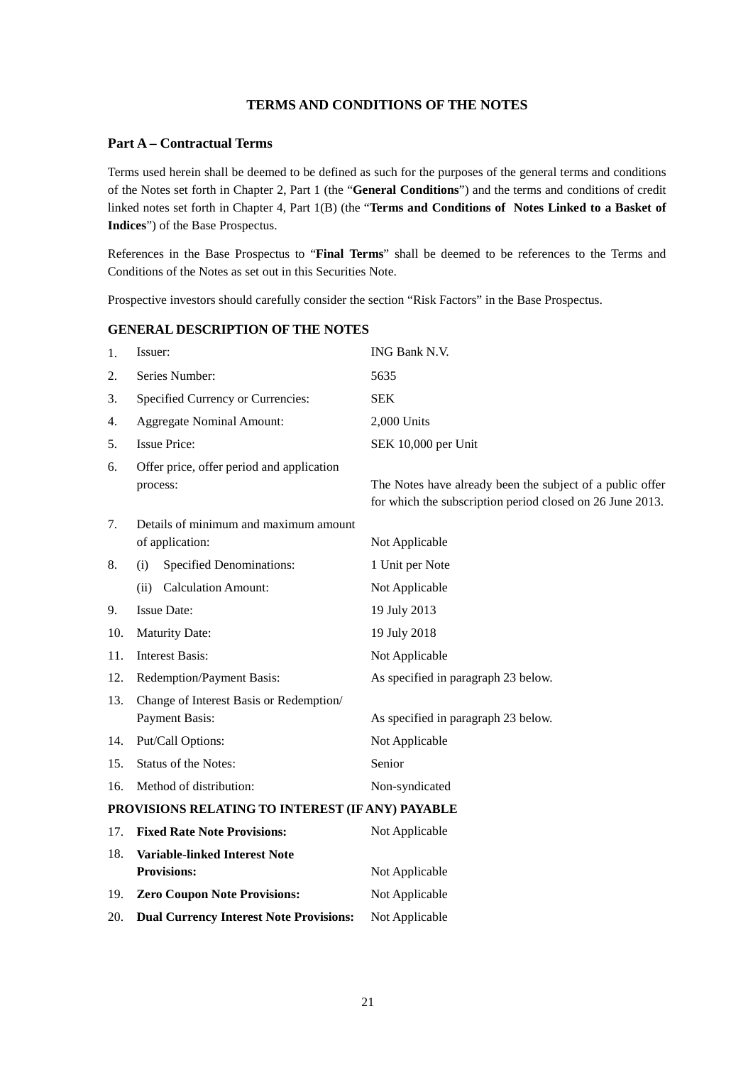# TERMS AND CONDITIONS OF THE NOTES

## Part A – Contractual Terms

Terms used herein shall be deemed to be defined as such for the purposes of the general terms and conditions of the Notes set forth in Chapter 2, Part 1 (the "**General Conditions**") and the terms and conditions of credit linked notes set forth in Chapter 4, Part 1(B) (the "**Terms and Conditions of Notes Linked to a Basket of Indices**") of the Base Prospectus.

References in the Base Prospectus to "**Final Terms**" shall be deemed to be references to the Terms and Conditions of the Notes as set out in this Securities Note.

Prospective investors should carefully consider the section "Risk Factors" in the Base Prospectus.

### GENERAL DESCRIPTION OF THE NOTES

| | | |
|---|---|---|
| 1. | Issuer: | ING Bank N.V. |
| 2. | Series Number: | 5635 |
| 3. | Specified Currency or Currencies: | SEK |
| 4. | Aggregate Nominal Amount: | 2,000 Units |
| 5. | Issue Price: | SEK 10,000 per Unit |
| 6. | Offer price, offer period and application process: | The Notes have already been the subject of a public offer for which the subscription period closed on 26 June 2013. |
| 7. | Details of minimum and maximum amount of application: | Not Applicable |
| 8. | (i) Specified Denominations: | 1 Unit per Note |
| | (ii) Calculation Amount: | Not Applicable |
| 9. | Issue Date: | 19 July 2013 |
| 10. | Maturity Date: | 19 July 2018 |
| 11. | Interest Basis: | Not Applicable |
| 12. | Redemption/Payment Basis: | As specified in paragraph 23 below. |
| 13. | Change of Interest Basis or Redemption/ Payment Basis: | As specified in paragraph 23 below. |
| 14. | Put/Call Options: | Not Applicable |
| 15. | Status of the Notes: | Senior |
| 16. | Method of distribution: | Non-syndicated |

### PROVISIONS RELATING TO INTEREST (IF ANY) PAYABLE

| | | |
|---|---|---|
| 17. | **Fixed Rate Note Provisions:** | Not Applicable |
| 18. | **Variable-linked Interest Note Provisions:** | Not Applicable |
| 19. | **Zero Coupon Note Provisions:** | Not Applicable |
| 20. | **Dual Currency Interest Note Provisions:** | Not Applicable |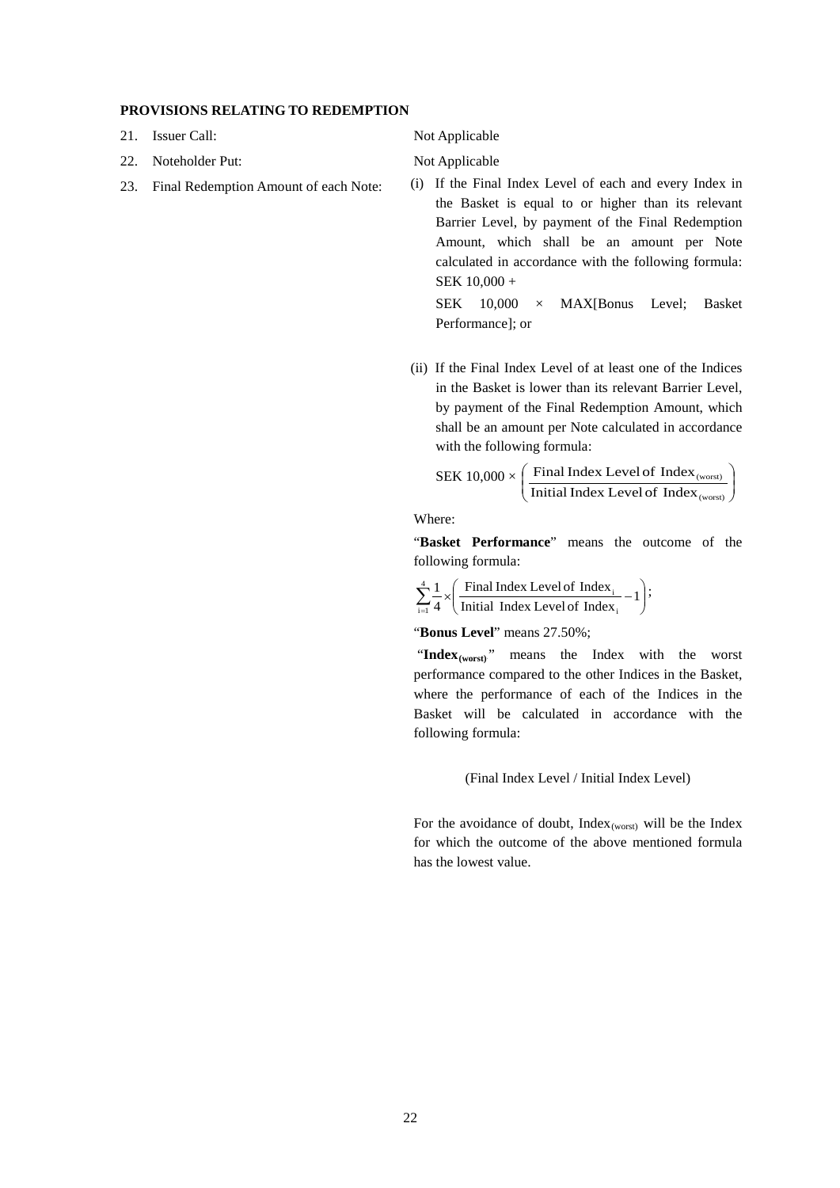**PROVISIONS RELATING TO REDEMPTION**

21. Issuer Call: Not Applicable

22. Noteholder Put: Not Applicable

23. Final Redemption Amount of each Note:

(i) If the Final Index Level of each and every Index in the Basket is equal to or higher than its relevant Barrier Level, by payment of the Final Redemption Amount, which shall be an amount per Note calculated in accordance with the following formula: SEK 10,000 +

SEK 10,000 × MAX[Bonus Level; Basket Performance]; or

(ii) If the Final Index Level of at least one of the Indices in the Basket is lower than its relevant Barrier Level, by payment of the Final Redemption Amount, which shall be an amount per Note calculated in accordance with the following formula:

$$\text{SEK } 10{,}000 \times \left( \frac{\text{Final Index Level of Index}_{(\text{worst})}}{\text{Initial Index Level of Index}_{(\text{worst})}} \right)$$

Where:

"**Basket Performance**" means the outcome of the following formula:

$$\sum_{i=1}^{4} \frac{1}{4} \times \left( \frac{\text{Final Index Level of Index}_i}{\text{Initial Index Level of Index}_i} - 1 \right);$$

"**Bonus Level**" means 27.50%;

"**Index$_{(\text{worst})}$**" means the Index with the worst performance compared to the other Indices in the Basket, where the performance of each of the Indices in the Basket will be calculated in accordance with the following formula:

(Final Index Level / Initial Index Level)

For the avoidance of doubt, Index$_{(\text{worst})}$ will be the Index for which the outcome of the above mentioned formula has the lowest value.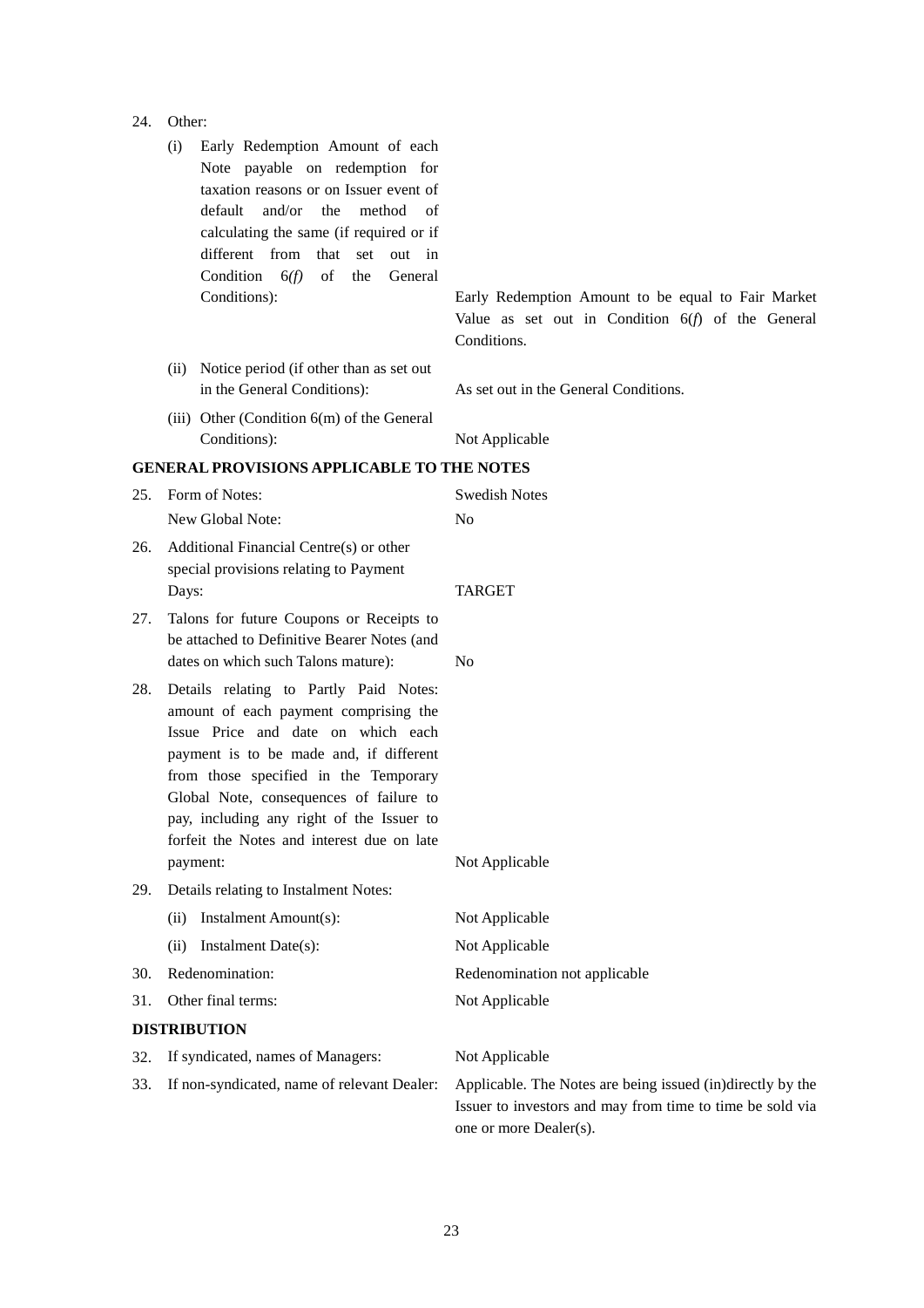| | |
|---|---|
| 24. Other: | |
| (i) Early Redemption Amount of each Note payable on redemption for taxation reasons or on Issuer event of default and/or the method of calculating the same (if required or if different from that set out in Condition 6*(f)* of the General Conditions): | Early Redemption Amount to be equal to Fair Market Value as set out in Condition 6(*f*) of the General Conditions. |
| (ii) Notice period (if other than as set out in the General Conditions): | As set out in the General Conditions. |
| (iii) Other (Condition 6(m) of the General Conditions): | Not Applicable |

**GENERAL PROVISIONS APPLICABLE TO THE NOTES**

| | |
|---|---|
| 25. Form of Notes: | Swedish Notes |
| New Global Note: | No |
| 26. Additional Financial Centre(s) or other special provisions relating to Payment Days: | TARGET |
| 27. Talons for future Coupons or Receipts to be attached to Definitive Bearer Notes (and dates on which such Talons mature): | No |
| 28. Details relating to Partly Paid Notes: amount of each payment comprising the Issue Price and date on which each payment is to be made and, if different from those specified in the Temporary Global Note, consequences of failure to pay, including any right of the Issuer to forfeit the Notes and interest due on late payment: | Not Applicable |
| 29. Details relating to Instalment Notes: | |
| (ii) Instalment Amount(s): | Not Applicable |
| (ii) Instalment Date(s): | Not Applicable |
| 30. Redenomination: | Redenomination not applicable |
| 31. Other final terms: | Not Applicable |

**DISTRIBUTION**

| | |
|---|---|
| 32. If syndicated, names of Managers: | Not Applicable |
| 33. If non-syndicated, name of relevant Dealer: | Applicable. The Notes are being issued (in)directly by the Issuer to investors and may from time to time be sold via one or more Dealer(s). |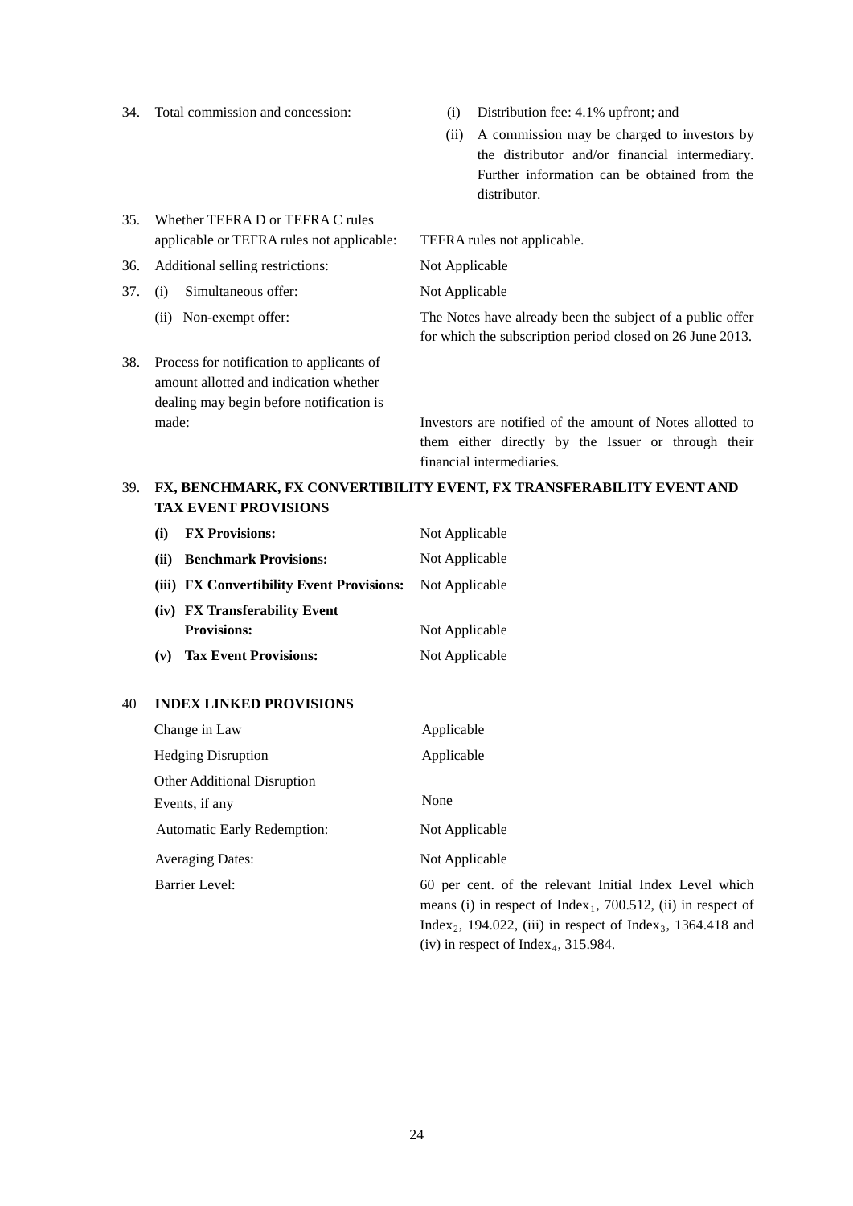34. Total commission and concession:

(i) Distribution fee: 4.1% upfront; and

(ii) A commission may be charged to investors by the distributor and/or financial intermediary. Further information can be obtained from the distributor.

35. Whether TEFRA D or TEFRA C rules applicable or TEFRA rules not applicable: TEFRA rules not applicable.

36. Additional selling restrictions: Not Applicable

37. (i) Simultaneous offer: Not Applicable

(ii) Non-exempt offer: The Notes have already been the subject of a public offer for which the subscription period closed on 26 June 2013.

38. Process for notification to applicants of amount allotted and indication whether dealing may begin before notification is made: Investors are notified of the amount of Notes allotted to them either directly by the Issuer or through their financial intermediaries.

39. **FX, BENCHMARK, FX CONVERTIBILITY EVENT, FX TRANSFERABILITY EVENT AND TAX EVENT PROVISIONS**

| | |
|---|---|
| **(i) FX Provisions:** | Not Applicable |
| **(ii) Benchmark Provisions:** | Not Applicable |
| **(iii) FX Convertibility Event Provisions:** | Not Applicable |
| **(iv) FX Transferability Event Provisions:** | Not Applicable |
| **(v) Tax Event Provisions:** | Not Applicable |

40 **INDEX LINKED PROVISIONS**

| | |
|---|---|
| Change in Law | Applicable |
| Hedging Disruption | Applicable |
| Other Additional Disruption Events, if any | None |
| Automatic Early Redemption: | Not Applicable |
| Averaging Dates: | Not Applicable |
| Barrier Level: | 60 per cent. of the relevant Initial Index Level which means (i) in respect of $Index_1$, 700.512, (ii) in respect of $Index_2$, 194.022, (iii) in respect of $Index_3$, 1364.418 and (iv) in respect of $Index_4$, 315.984. |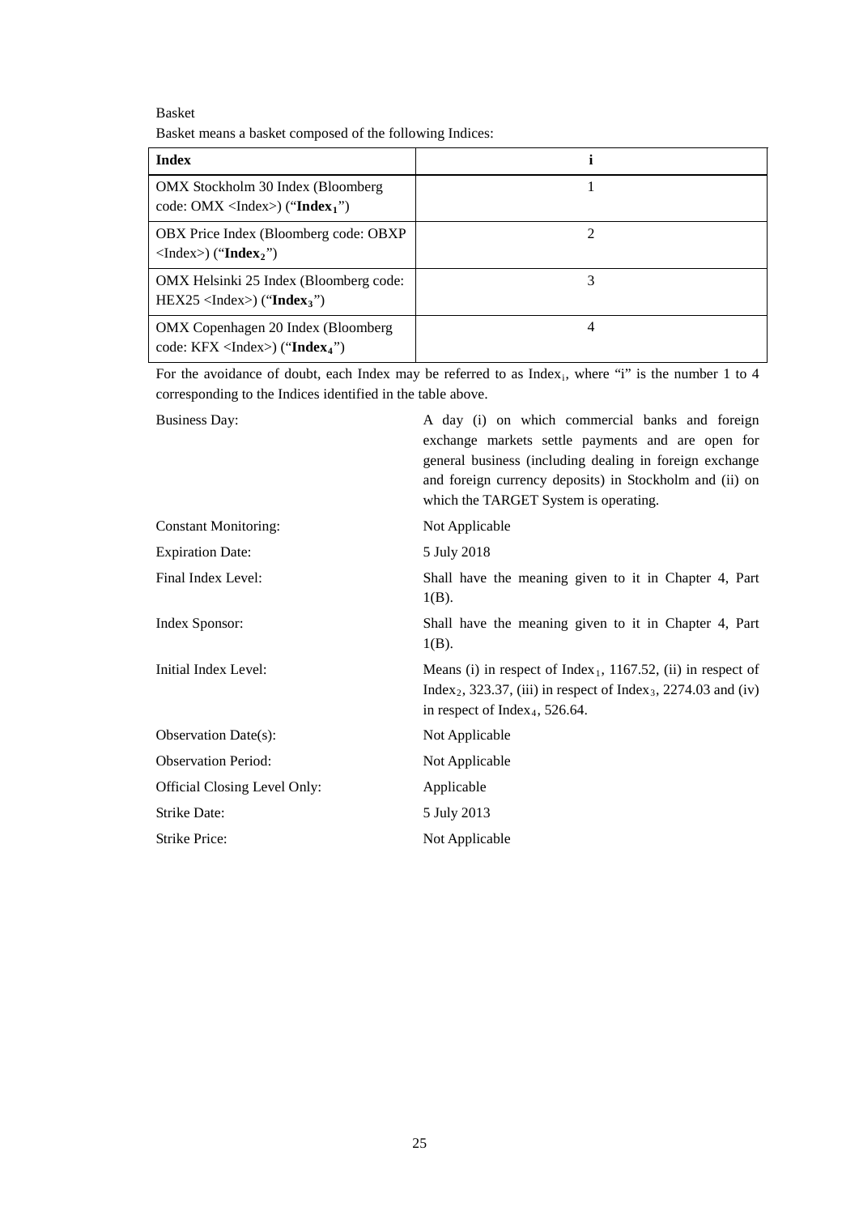Basket

Basket means a basket composed of the following Indices:

| **Index** | **i** |
|---|---|
| OMX Stockholm 30 Index (Bloomberg code: OMX <Index>) ("**$\text{Index}_1$**") | 1 |
| OBX Price Index (Bloomberg code: OBXP <Index>) ("**$\text{Index}_2$**") | 2 |
| OMX Helsinki 25 Index (Bloomberg code: HEX25 <Index>) ("**$\text{Index}_3$**") | 3 |
| OMX Copenhagen 20 Index (Bloomberg code: KFX <Index>) ("**$\text{Index}_4$**") | 4 |

For the avoidance of doubt, each Index may be referred to as $\text{Index}_i$, where "i" is the number 1 to 4 corresponding to the Indices identified in the table above.

| | |
|---|---|
| Business Day: | A day (i) on which commercial banks and foreign exchange markets settle payments and are open for general business (including dealing in foreign exchange and foreign currency deposits) in Stockholm and (ii) on which the TARGET System is operating. |
| Constant Monitoring: | Not Applicable |
| Expiration Date: | 5 July 2018 |
| Final Index Level: | Shall have the meaning given to it in Chapter 4, Part 1(B). |
| Index Sponsor: | Shall have the meaning given to it in Chapter 4, Part 1(B). |
| Initial Index Level: | Means (i) in respect of $\text{Index}_1$, 1167.52, (ii) in respect of $\text{Index}_2$, 323.37, (iii) in respect of $\text{Index}_3$, 2274.03 and (iv) in respect of $\text{Index}_4$, 526.64. |
| Observation Date(s): | Not Applicable |
| Observation Period: | Not Applicable |
| Official Closing Level Only: | Applicable |
| Strike Date: | 5 July 2013 |
| Strike Price: | Not Applicable |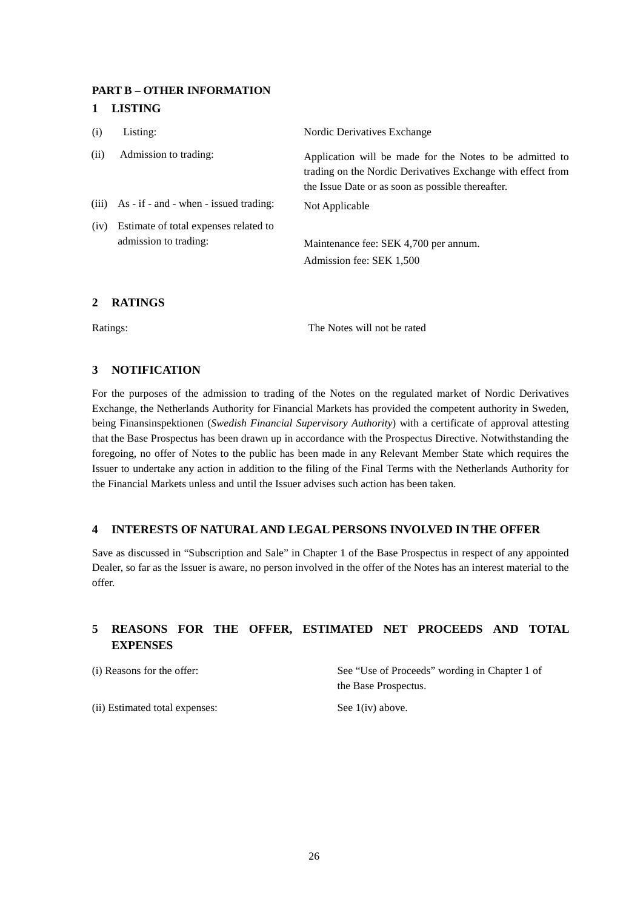**PART B – OTHER INFORMATION**

## 1 LISTING

| | |
|---|---|
| (i) Listing: | Nordic Derivatives Exchange |
| (ii) Admission to trading: | Application will be made for the Notes to be admitted to trading on the Nordic Derivatives Exchange with effect from the Issue Date or as soon as possible thereafter. |
| (iii) As - if - and - when - issued trading: | Not Applicable |
| (iv) Estimate of total expenses related to admission to trading: | Maintenance fee: SEK 4,700 per annum.<br>Admission fee: SEK 1,500 |

## 2 RATINGS

| | |
|---|---|
| Ratings: | The Notes will not be rated |

## 3 NOTIFICATION

For the purposes of the admission to trading of the Notes on the regulated market of Nordic Derivatives Exchange, the Netherlands Authority for Financial Markets has provided the competent authority in Sweden, being Finansinspektionen (*Swedish Financial Supervisory Authority*) with a certificate of approval attesting that the Base Prospectus has been drawn up in accordance with the Prospectus Directive. Notwithstanding the foregoing, no offer of Notes to the public has been made in any Relevant Member State which requires the Issuer to undertake any action in addition to the filing of the Final Terms with the Netherlands Authority for the Financial Markets unless and until the Issuer advises such action has been taken.

## 4 INTERESTS OF NATURAL AND LEGAL PERSONS INVOLVED IN THE OFFER

Save as discussed in "Subscription and Sale" in Chapter 1 of the Base Prospectus in respect of any appointed Dealer, so far as the Issuer is aware, no person involved in the offer of the Notes has an interest material to the offer.

## 5 REASONS FOR THE OFFER, ESTIMATED NET PROCEEDS AND TOTAL EXPENSES

| | |
|---|---|
| (i) Reasons for the offer: | See "Use of Proceeds" wording in Chapter 1 of the Base Prospectus. |
| (ii) Estimated total expenses: | See 1(iv) above. |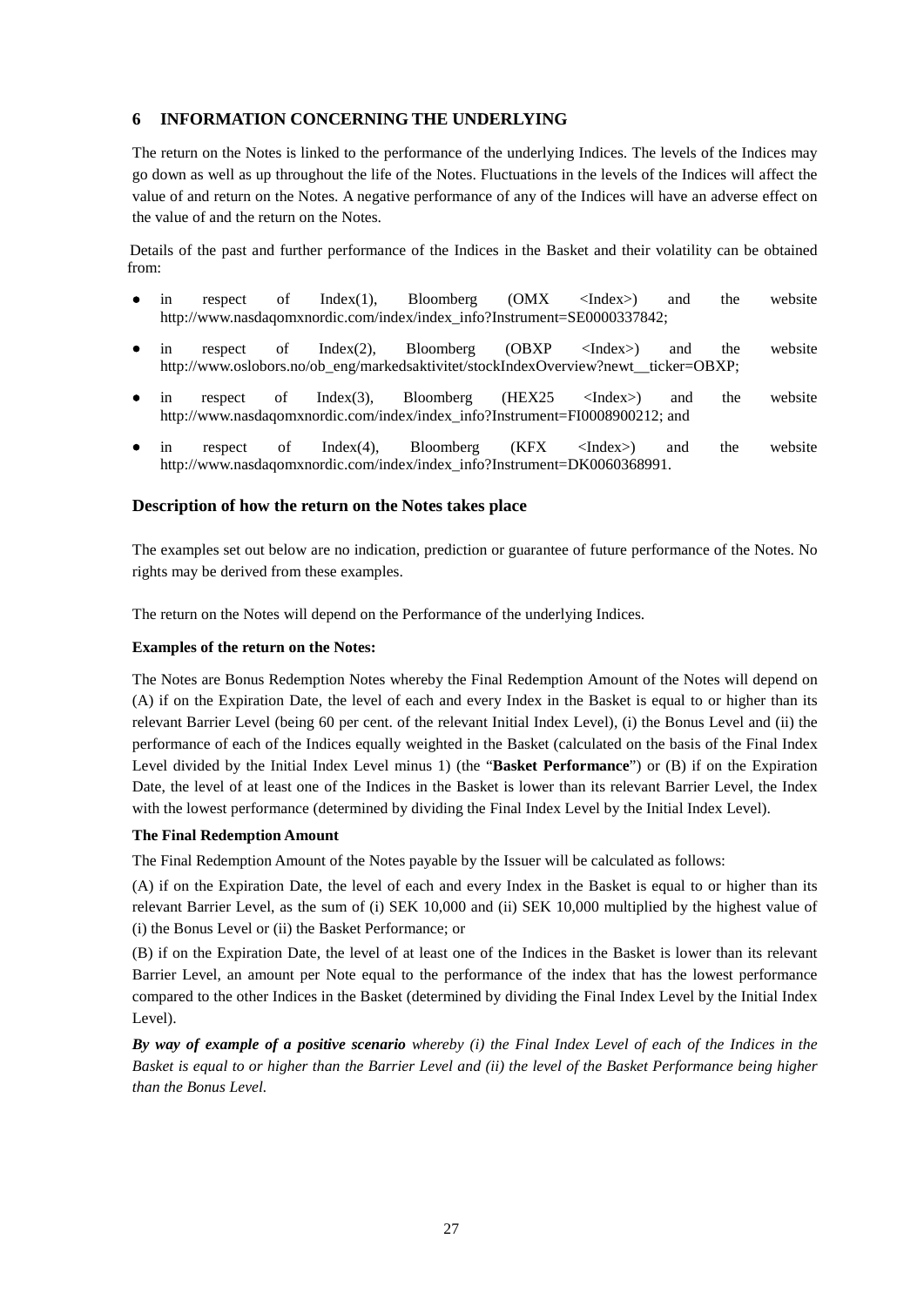## 6 INFORMATION CONCERNING THE UNDERLYING

The return on the Notes is linked to the performance of the underlying Indices. The levels of the Indices may go down as well as up throughout the life of the Notes. Fluctuations in the levels of the Indices will affect the value of and return on the Notes. A negative performance of any of the Indices will have an adverse effect on the value of and the return on the Notes.

Details of the past and further performance of the Indices in the Basket and their volatility can be obtained from:

- in respect of Index(1), Bloomberg (OMX <Index>) and the website http://www.nasdaqomxnordic.com/index/index_info?Instrument=SE0000337842;
- in respect of Index(2), Bloomberg (OBXP <Index>) and the website http://www.oslobors.no/ob_eng/markedsaktivitet/stockIndexOverview?newt__ticker=OBXP;
- in respect of Index(3), Bloomberg (HEX25 <Index>) and the website http://www.nasdaqomxnordic.com/index/index_info?Instrument=FI0008900212; and
- in respect of Index(4), Bloomberg (KFX <Index>) and the website http://www.nasdaqomxnordic.com/index/index_info?Instrument=DK0060368991.

### Description of how the return on the Notes takes place

The examples set out below are no indication, prediction or guarantee of future performance of the Notes. No rights may be derived from these examples.

The return on the Notes will depend on the Performance of the underlying Indices.

**Examples of the return on the Notes:**

The Notes are Bonus Redemption Notes whereby the Final Redemption Amount of the Notes will depend on (A) if on the Expiration Date, the level of each and every Index in the Basket is equal to or higher than its relevant Barrier Level (being 60 per cent. of the relevant Initial Index Level), (i) the Bonus Level and (ii) the performance of each of the Indices equally weighted in the Basket (calculated on the basis of the Final Index Level divided by the Initial Index Level minus 1) (the "**Basket Performance**") or (B) if on the Expiration Date, the level of at least one of the Indices in the Basket is lower than its relevant Barrier Level, the Index with the lowest performance (determined by dividing the Final Index Level by the Initial Index Level).

**The Final Redemption Amount**

The Final Redemption Amount of the Notes payable by the Issuer will be calculated as follows:

(A) if on the Expiration Date, the level of each and every Index in the Basket is equal to or higher than its relevant Barrier Level, as the sum of (i) SEK 10,000 and (ii) SEK 10,000 multiplied by the highest value of (i) the Bonus Level or (ii) the Basket Performance; or

(B) if on the Expiration Date, the level of at least one of the Indices in the Basket is lower than its relevant Barrier Level, an amount per Note equal to the performance of the index that has the lowest performance compared to the other Indices in the Basket (determined by dividing the Final Index Level by the Initial Index Level).

***By way of example of a positive scenario*** *whereby (i) the Final Index Level of each of the Indices in the Basket is equal to or higher than the Barrier Level and (ii) the level of the Basket Performance being higher than the Bonus Level.*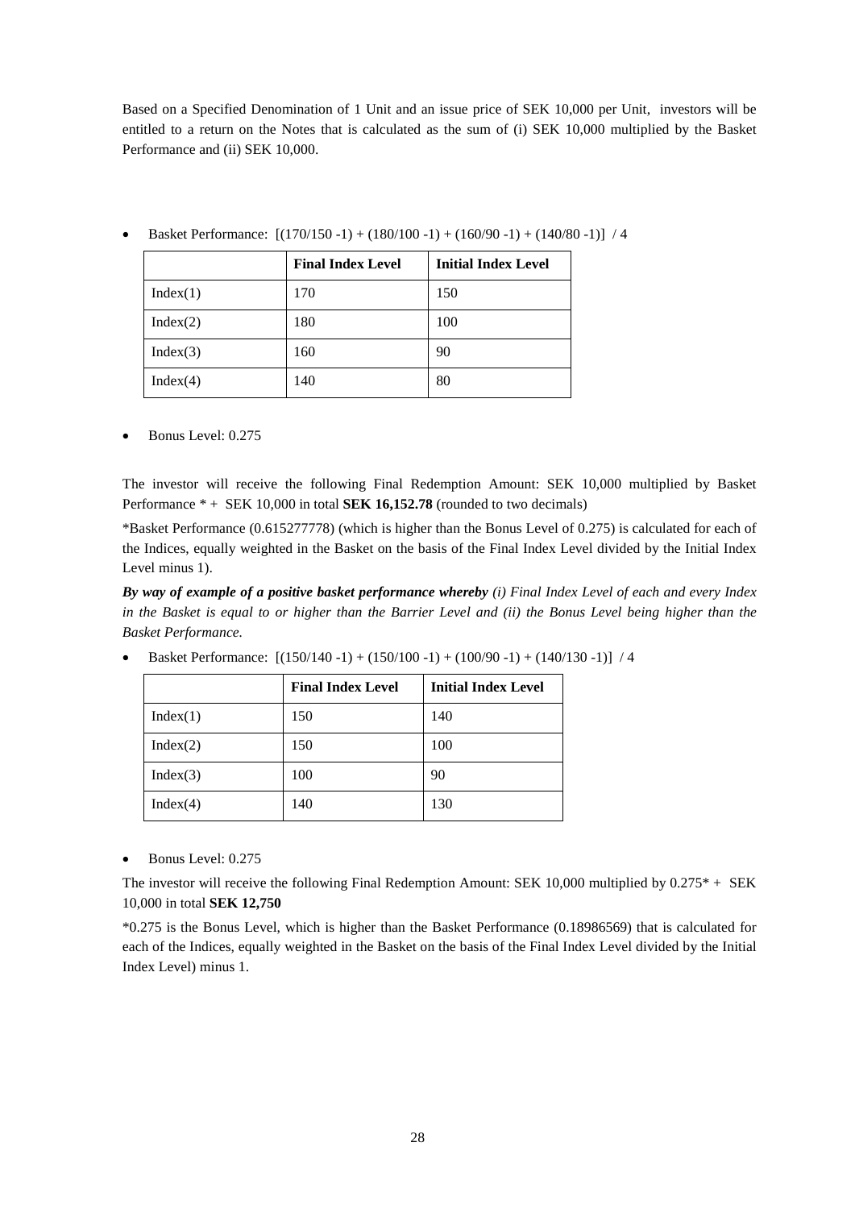Based on a Specified Denomination of 1 Unit and an issue price of SEK 10,000 per Unit, investors will be entitled to a return on the Notes that is calculated as the sum of (i) SEK 10,000 multiplied by the Basket Performance and (ii) SEK 10,000.

- Basket Performance: [(170/150 -1) + (180/100 -1) + (160/90 -1) + (140/80 -1)] / 4

| | **Final Index Level** | **Initial Index Level** |
|---|---|---|
| Index(1) | 170 | 150 |
| Index(2) | 180 | 100 |
| Index(3) | 160 | 90 |
| Index(4) | 140 | 80 |

- Bonus Level: 0.275

The investor will receive the following Final Redemption Amount: SEK 10,000 multiplied by Basket Performance * + SEK 10,000 in total **SEK 16,152.78** (rounded to two decimals)

*Basket Performance (0.615277778) (which is higher than the Bonus Level of 0.275) is calculated for each of the Indices, equally weighted in the Basket on the basis of the Final Index Level divided by the Initial Index Level minus 1).

***By way of example of a positive basket performance whereby** (i) Final Index Level of each and every Index in the Basket is equal to or higher than the Barrier Level and (ii) the Bonus Level being higher than the Basket Performance.*

- Basket Performance: [(150/140 -1) + (150/100 -1) + (100/90 -1) + (140/130 -1)] / 4

| | **Final Index Level** | **Initial Index Level** |
|---|---|---|
| Index(1) | 150 | 140 |
| Index(2) | 150 | 100 |
| Index(3) | 100 | 90 |
| Index(4) | 140 | 130 |

- Bonus Level: 0.275

The investor will receive the following Final Redemption Amount: SEK 10,000 multiplied by 0.275* + SEK 10,000 in total **SEK 12,750**

*0.275 is the Bonus Level, which is higher than the Basket Performance (0.18986569) that is calculated for each of the Indices, equally weighted in the Basket on the basis of the Final Index Level divided by the Initial Index Level) minus 1.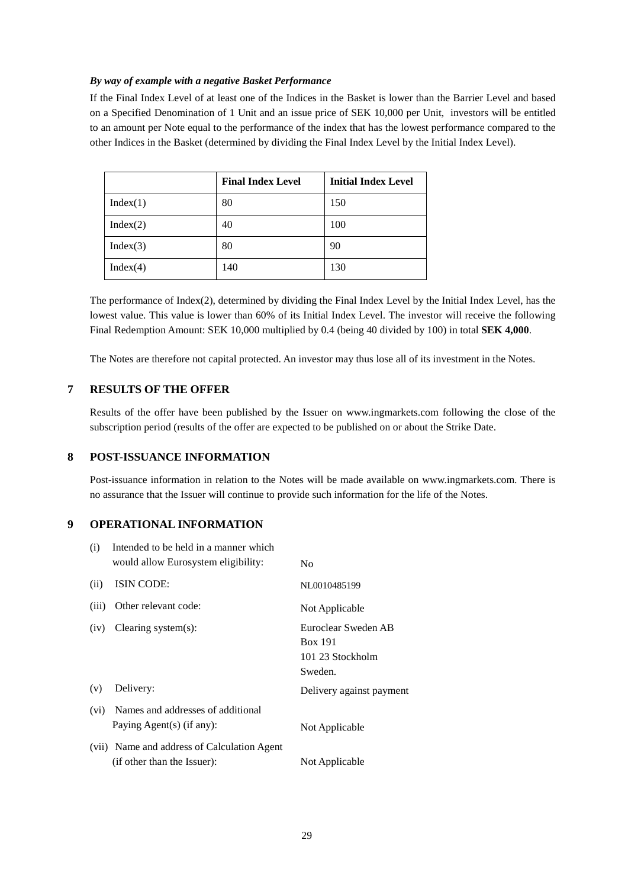*By way of example with a negative Basket Performance*

If the Final Index Level of at least one of the Indices in the Basket is lower than the Barrier Level and based on a Specified Denomination of 1 Unit and an issue price of SEK 10,000 per Unit, investors will be entitled to an amount per Note equal to the performance of the index that has the lowest performance compared to the other Indices in the Basket (determined by dividing the Final Index Level by the Initial Index Level).

| | **Final Index Level** | **Initial Index Level** |
|---|---|---|
| Index(1) | 80 | 150 |
| Index(2) | 40 | 100 |
| Index(3) | 80 | 90 |
| Index(4) | 140 | 130 |

The performance of Index(2), determined by dividing the Final Index Level by the Initial Index Level, has the lowest value. This value is lower than 60% of its Initial Index Level. The investor will receive the following Final Redemption Amount: SEK 10,000 multiplied by 0.4 (being 40 divided by 100) in total **SEK 4,000**.

The Notes are therefore not capital protected. An investor may thus lose all of its investment in the Notes.

## 7 RESULTS OF THE OFFER

Results of the offer have been published by the Issuer on www.ingmarkets.com following the close of the subscription period (results of the offer are expected to be published on or about the Strike Date.

## 8 POST-ISSUANCE INFORMATION

Post-issuance information in relation to the Notes will be made available on www.ingmarkets.com. There is no assurance that the Issuer will continue to provide such information for the life of the Notes.

## 9 OPERATIONAL INFORMATION

| | | |
|---|---|---|
| (i) | Intended to be held in a manner which would allow Eurosystem eligibility: | No |
| (ii) | ISIN CODE: | NL0010485199 |
| (iii) | Other relevant code: | Not Applicable |
| (iv) | Clearing system(s): | Euroclear Sweden AB<br>Box 191<br>101 23 Stockholm<br>Sweden. |
| (v) | Delivery: | Delivery against payment |
| (vi) | Names and addresses of additional Paying Agent(s) (if any): | Not Applicable |
| (vii) | Name and address of Calculation Agent (if other than the Issuer): | Not Applicable |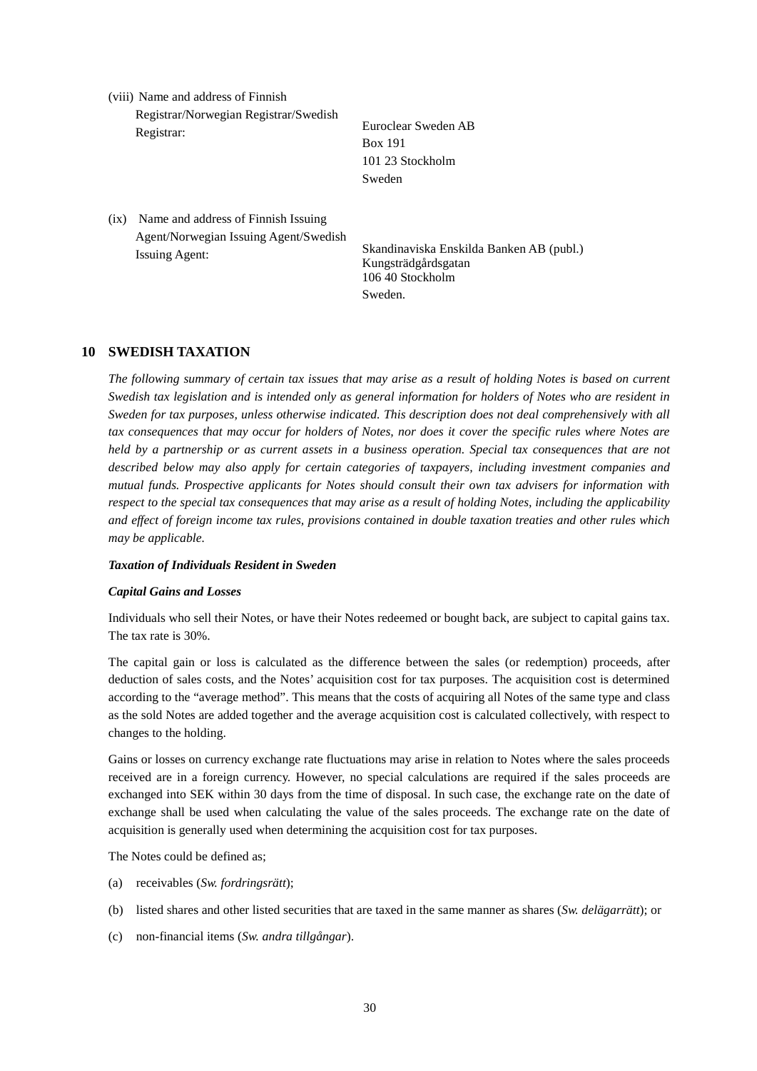(viii) Name and address of Finnish Registrar/Norwegian Registrar/Swedish Registrar:

Euroclear Sweden AB
Box 191
101 23 Stockholm
Sweden

(ix) Name and address of Finnish Issuing Agent/Norwegian Issuing Agent/Swedish Issuing Agent:

Skandinaviska Enskilda Banken AB (publ.)
Kungsträdgårdsgatan
106 40 Stockholm
Sweden.

## 10 SWEDISH TAXATION

*The following summary of certain tax issues that may arise as a result of holding Notes is based on current Swedish tax legislation and is intended only as general information for holders of Notes who are resident in Sweden for tax purposes, unless otherwise indicated. This description does not deal comprehensively with all tax consequences that may occur for holders of Notes, nor does it cover the specific rules where Notes are held by a partnership or as current assets in a business operation. Special tax consequences that are not described below may also apply for certain categories of taxpayers, including investment companies and mutual funds. Prospective applicants for Notes should consult their own tax advisers for information with respect to the special tax consequences that may arise as a result of holding Notes, including the applicability and effect of foreign income tax rules, provisions contained in double taxation treaties and other rules which may be applicable.*

***Taxation of Individuals Resident in Sweden***

***Capital Gains and Losses***

Individuals who sell their Notes, or have their Notes redeemed or bought back, are subject to capital gains tax. The tax rate is 30%.

The capital gain or loss is calculated as the difference between the sales (or redemption) proceeds, after deduction of sales costs, and the Notes' acquisition cost for tax purposes. The acquisition cost is determined according to the "average method". This means that the costs of acquiring all Notes of the same type and class as the sold Notes are added together and the average acquisition cost is calculated collectively, with respect to changes to the holding.

Gains or losses on currency exchange rate fluctuations may arise in relation to Notes where the sales proceeds received are in a foreign currency. However, no special calculations are required if the sales proceeds are exchanged into SEK within 30 days from the time of disposal. In such case, the exchange rate on the date of exchange shall be used when calculating the value of the sales proceeds. The exchange rate on the date of acquisition is generally used when determining the acquisition cost for tax purposes.

The Notes could be defined as;

(a) receivables (*Sw. fordringsrätt*);

(b) listed shares and other listed securities that are taxed in the same manner as shares (*Sw. delägarrätt*); or

(c) non-financial items (*Sw. andra tillgångar*).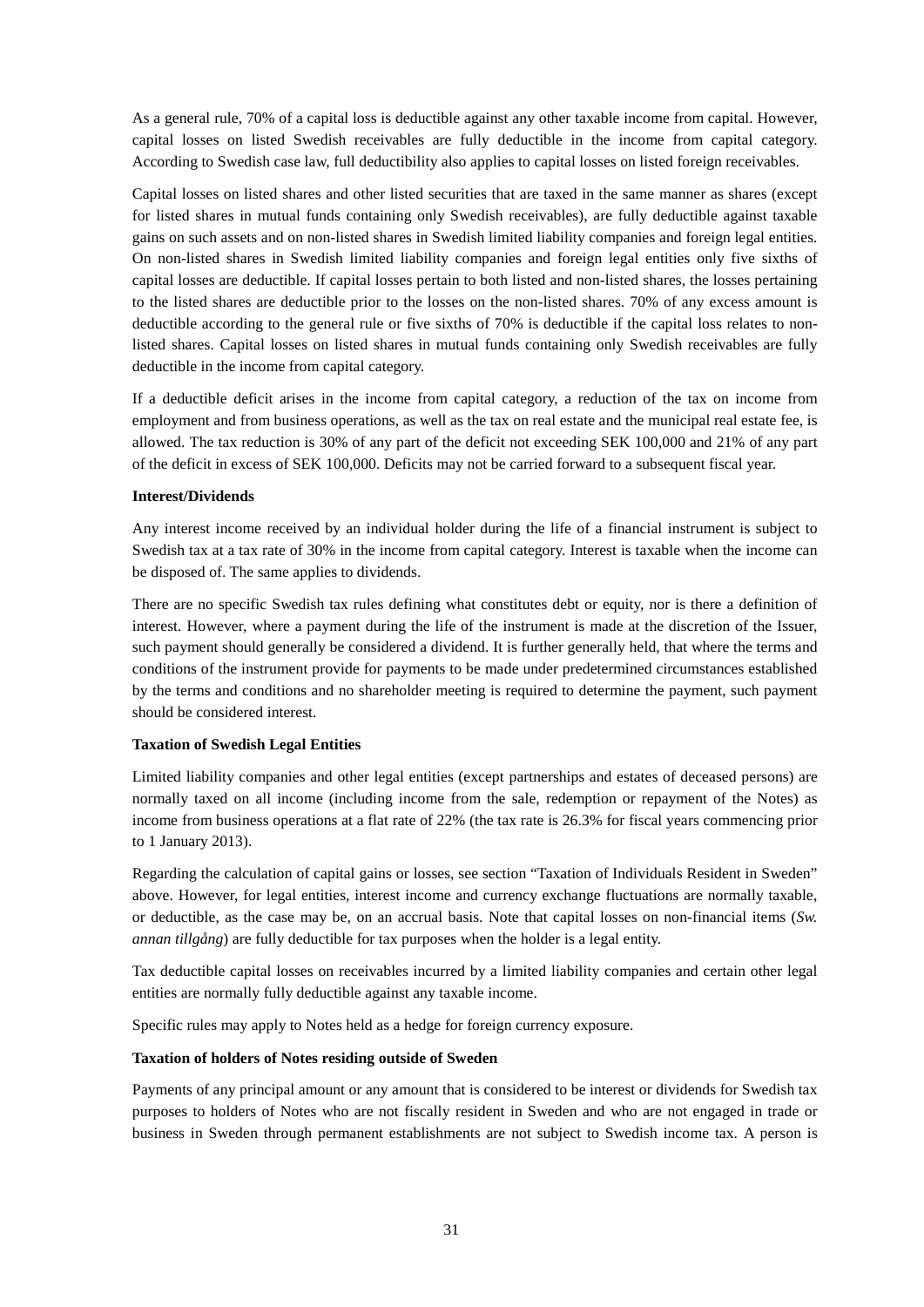As a general rule, 70% of a capital loss is deductible against any other taxable income from capital. However, capital losses on listed Swedish receivables are fully deductible in the income from capital category. According to Swedish case law, full deductibility also applies to capital losses on listed foreign receivables.

Capital losses on listed shares and other listed securities that are taxed in the same manner as shares (except for listed shares in mutual funds containing only Swedish receivables), are fully deductible against taxable gains on such assets and on non-listed shares in Swedish limited liability companies and foreign legal entities. On non-listed shares in Swedish limited liability companies and foreign legal entities only five sixths of capital losses are deductible. If capital losses pertain to both listed and non-listed shares, the losses pertaining to the listed shares are deductible prior to the losses on the non-listed shares. 70% of any excess amount is deductible according to the general rule or five sixths of 70% is deductible if the capital loss relates to non-listed shares. Capital losses on listed shares in mutual funds containing only Swedish receivables are fully deductible in the income from capital category.

If a deductible deficit arises in the income from capital category, a reduction of the tax on income from employment and from business operations, as well as the tax on real estate and the municipal real estate fee, is allowed. The tax reduction is 30% of any part of the deficit not exceeding SEK 100,000 and 21% of any part of the deficit in excess of SEK 100,000. Deficits may not be carried forward to a subsequent fiscal year.

**Interest/Dividends**

Any interest income received by an individual holder during the life of a financial instrument is subject to Swedish tax at a tax rate of 30% in the income from capital category. Interest is taxable when the income can be disposed of. The same applies to dividends.

There are no specific Swedish tax rules defining what constitutes debt or equity, nor is there a definition of interest. However, where a payment during the life of the instrument is made at the discretion of the Issuer, such payment should generally be considered a dividend. It is further generally held, that where the terms and conditions of the instrument provide for payments to be made under predetermined circumstances established by the terms and conditions and no shareholder meeting is required to determine the payment, such payment should be considered interest.

**Taxation of Swedish Legal Entities**

Limited liability companies and other legal entities (except partnerships and estates of deceased persons) are normally taxed on all income (including income from the sale, redemption or repayment of the Notes) as income from business operations at a flat rate of 22% (the tax rate is 26.3% for fiscal years commencing prior to 1 January 2013).

Regarding the calculation of capital gains or losses, see section "Taxation of Individuals Resident in Sweden" above. However, for legal entities, interest income and currency exchange fluctuations are normally taxable, or deductible, as the case may be, on an accrual basis. Note that capital losses on non-financial items (*Sw. annan tillgång*) are fully deductible for tax purposes when the holder is a legal entity.

Tax deductible capital losses on receivables incurred by a limited liability companies and certain other legal entities are normally fully deductible against any taxable income.

Specific rules may apply to Notes held as a hedge for foreign currency exposure.

**Taxation of holders of Notes residing outside of Sweden**

Payments of any principal amount or any amount that is considered to be interest or dividends for Swedish tax purposes to holders of Notes who are not fiscally resident in Sweden and who are not engaged in trade or business in Sweden through permanent establishments are not subject to Swedish income tax. A person is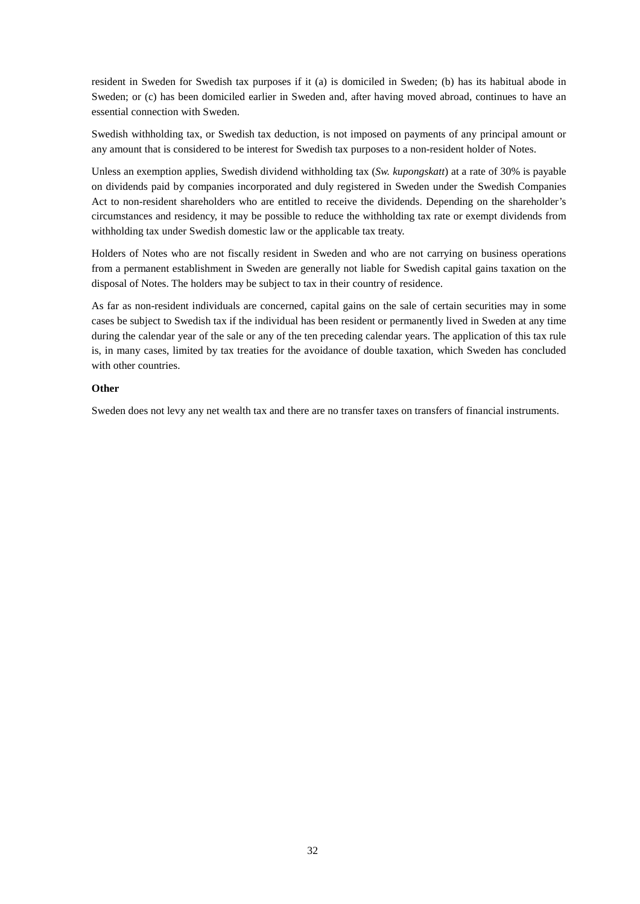resident in Sweden for Swedish tax purposes if it (a) is domiciled in Sweden; (b) has its habitual abode in Sweden; or (c) has been domiciled earlier in Sweden and, after having moved abroad, continues to have an essential connection with Sweden.

Swedish withholding tax, or Swedish tax deduction, is not imposed on payments of any principal amount or any amount that is considered to be interest for Swedish tax purposes to a non-resident holder of Notes.

Unless an exemption applies, Swedish dividend withholding tax (*Sw. kupongskatt*) at a rate of 30% is payable on dividends paid by companies incorporated and duly registered in Sweden under the Swedish Companies Act to non-resident shareholders who are entitled to receive the dividends. Depending on the shareholder's circumstances and residency, it may be possible to reduce the withholding tax rate or exempt dividends from withholding tax under Swedish domestic law or the applicable tax treaty.

Holders of Notes who are not fiscally resident in Sweden and who are not carrying on business operations from a permanent establishment in Sweden are generally not liable for Swedish capital gains taxation on the disposal of Notes. The holders may be subject to tax in their country of residence.

As far as non-resident individuals are concerned, capital gains on the sale of certain securities may in some cases be subject to Swedish tax if the individual has been resident or permanently lived in Sweden at any time during the calendar year of the sale or any of the ten preceding calendar years. The application of this tax rule is, in many cases, limited by tax treaties for the avoidance of double taxation, which Sweden has concluded with other countries.

**Other**

Sweden does not levy any net wealth tax and there are no transfer taxes on transfers of financial instruments.